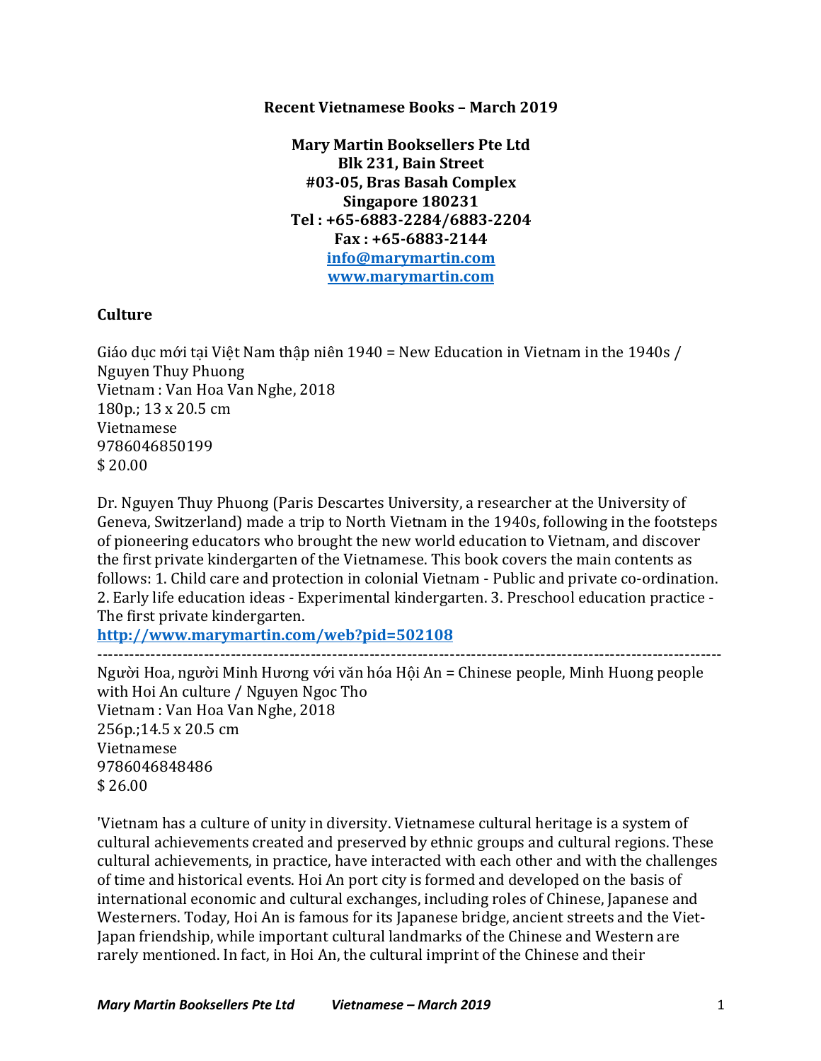**Recent Vietnamese Books – March 2019**

**Mary Martin Booksellers Pte Ltd**
**Blk 231, Bain Street**
**#03-05, Bras Basah Complex**
**Singapore 180231**
**Tel : +65-6883-2284/6883-2204**
**Fax : +65-6883-2144**
**info@marymartin.com**
**www.marymartin.com**

## Culture

Giáo dục mới tại Việt Nam thập niên 1940 = New Education in Vietnam in the 1940s / Nguyen Thuy Phuong
Vietnam : Van Hoa Van Nghe, 2018
180p.; 13 x 20.5 cm
Vietnamese
9786046850199
$ 20.00

Dr. Nguyen Thuy Phuong (Paris Descartes University, a researcher at the University of Geneva, Switzerland) made a trip to North Vietnam in the 1940s, following in the footsteps of pioneering educators who brought the new world education to Vietnam, and discover the first private kindergarten of the Vietnamese. This book covers the main contents as follows: 1. Child care and protection in colonial Vietnam - Public and private co-ordination. 2. Early life education ideas - Experimental kindergarten. 3. Preschool education practice - The first private kindergarten.
**http://www.marymartin.com/web?pid=502108**

--------------------------------------------------------------------------------------------------------------

Người Hoa, người Minh Hương với văn hóa Hội An = Chinese people, Minh Huong people with Hoi An culture / Nguyen Ngoc Tho
Vietnam : Van Hoa Van Nghe, 2018
256p.;14.5 x 20.5 cm
Vietnamese
9786046848486
$ 26.00

'Vietnam has a culture of unity in diversity. Vietnamese cultural heritage is a system of cultural achievements created and preserved by ethnic groups and cultural regions. These cultural achievements, in practice, have interacted with each other and with the challenges of time and historical events. Hoi An port city is formed and developed on the basis of international economic and cultural exchanges, including roles of Chinese, Japanese and Westerners. Today, Hoi An is famous for its Japanese bridge, ancient streets and the Viet-Japan friendship, while important cultural landmarks of the Chinese and Western are rarely mentioned. In fact, in Hoi An, the cultural imprint of the Chinese and their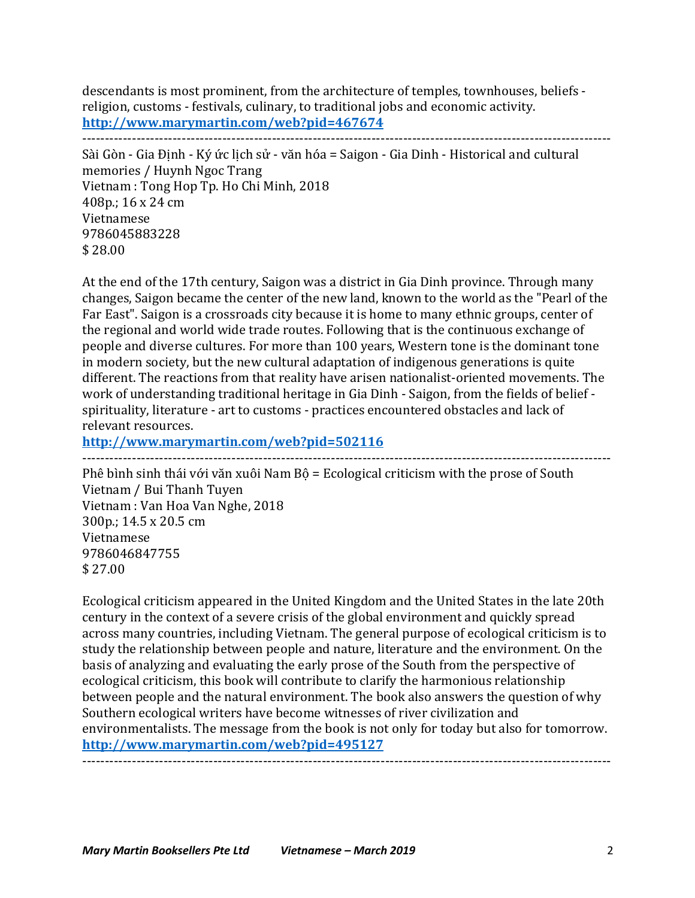descendants is most prominent, from the architecture of temples, townhouses, beliefs - religion, customs - festivals, culinary, to traditional jobs and economic activity.
**http://www.marymartin.com/web?pid=467674**

---

Sài Gòn - Gia Định - Ký ức lịch sử - văn hóa = Saigon - Gia Dinh - Historical and cultural memories / Huynh Ngoc Trang
Vietnam : Tong Hop Tp. Ho Chi Minh, 2018
408p.; 16 x 24 cm
Vietnamese
9786045883228
$ 28.00

At the end of the 17th century, Saigon was a district in Gia Dinh province. Through many changes, Saigon became the center of the new land, known to the world as the "Pearl of the Far East". Saigon is a crossroads city because it is home to many ethnic groups, center of the regional and world wide trade routes. Following that is the continuous exchange of people and diverse cultures. For more than 100 years, Western tone is the dominant tone in modern society, but the new cultural adaptation of indigenous generations is quite different. The reactions from that reality have arisen nationalist-oriented movements. The work of understanding traditional heritage in Gia Dinh - Saigon, from the fields of belief - spirituality, literature - art to customs - practices encountered obstacles and lack of relevant resources.
**http://www.marymartin.com/web?pid=502116**

---

Phê bình sinh thái với văn xuôi Nam Bộ = Ecological criticism with the prose of South Vietnam / Bui Thanh Tuyen
Vietnam : Van Hoa Van Nghe, 2018
300p.; 14.5 x 20.5 cm
Vietnamese
9786046847755
$ 27.00

Ecological criticism appeared in the United Kingdom and the United States in the late 20th century in the context of a severe crisis of the global environment and quickly spread across many countries, including Vietnam. The general purpose of ecological criticism is to study the relationship between people and nature, literature and the environment. On the basis of analyzing and evaluating the early prose of the South from the perspective of ecological criticism, this book will contribute to clarify the harmonious relationship between people and the natural environment. The book also answers the question of why Southern ecological writers have become witnesses of river civilization and environmentalists. The message from the book is not only for today but also for tomorrow.
**http://www.marymartin.com/web?pid=495127**

---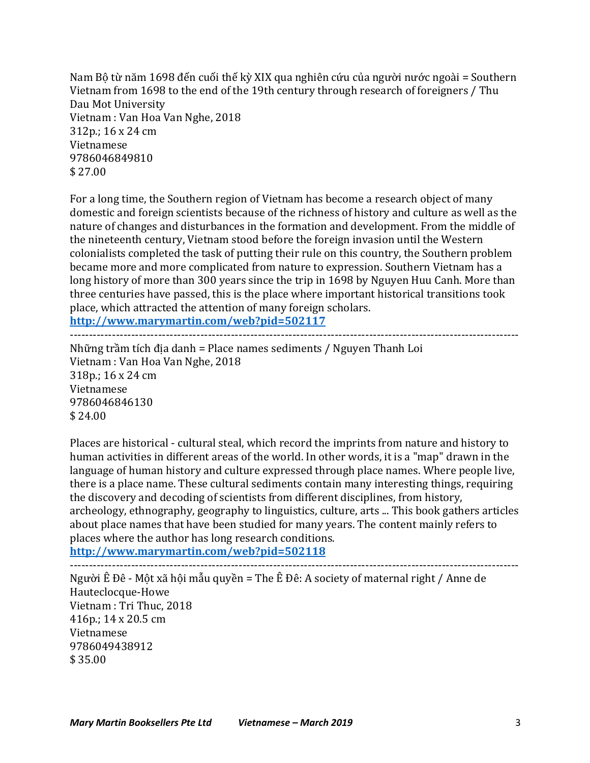Nam Bộ từ năm 1698 đến cuối thế kỷ XIX qua nghiên cứu của người nước ngoài = Southern Vietnam from 1698 to the end of the 19th century through research of foreigners / Thu Dau Mot University
Vietnam : Van Hoa Van Nghe, 2018
312p.; 16 x 24 cm
Vietnamese
9786046849810
$ 27.00

For a long time, the Southern region of Vietnam has become a research object of many domestic and foreign scientists because of the richness of history and culture as well as the nature of changes and disturbances in the formation and development. From the middle of the nineteenth century, Vietnam stood before the foreign invasion until the Western colonialists completed the task of putting their rule on this country, the Southern problem became more and more complicated from nature to expression. Southern Vietnam has a long history of more than 300 years since the trip in 1698 by Nguyen Huu Canh. More than three centuries have passed, this is the place where important historical transitions took place, which attracted the attention of many foreign scholars.
**http://www.marymartin.com/web?pid=502117**

---

Những trầm tích địa danh = Place names sediments / Nguyen Thanh Loi
Vietnam : Van Hoa Van Nghe, 2018
318p.; 16 x 24 cm
Vietnamese
9786046846130
$ 24.00

Places are historical - cultural steal, which record the imprints from nature and history to human activities in different areas of the world. In other words, it is a "map" drawn in the language of human history and culture expressed through place names. Where people live, there is a place name. These cultural sediments contain many interesting things, requiring the discovery and decoding of scientists from different disciplines, from history, archeology, ethnography, geography to linguistics, culture, arts ... This book gathers articles about place names that have been studied for many years. The content mainly refers to places where the author has long research conditions.
**http://www.marymartin.com/web?pid=502118**

---

Người Ê Đê - Một xã hội mẫu quyền = The Ê Đê: A society of maternal right / Anne de Hauteclocque-Howe
Vietnam : Tri Thuc, 2018
416p.; 14 x 20.5 cm
Vietnamese
9786049438912
$ 35.00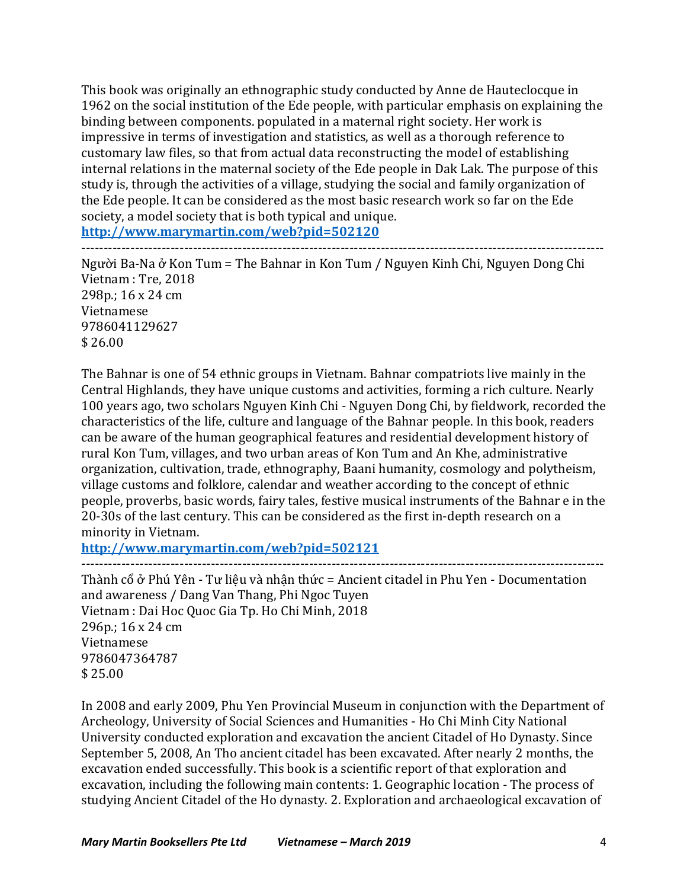This book was originally an ethnographic study conducted by Anne de Hauteclocque in 1962 on the social institution of the Ede people, with particular emphasis on explaining the binding between components. populated in a maternal right society. Her work is impressive in terms of investigation and statistics, as well as a thorough reference to customary law files, so that from actual data reconstructing the model of establishing internal relations in the maternal society of the Ede people in Dak Lak. The purpose of this study is, through the activities of a village, studying the social and family organization of the Ede people. It can be considered as the most basic research work so far on the Ede society, a model society that is both typical and unique.

**http://www.marymartin.com/web?pid=502120**

---

Người Ba-Na ở Kon Tum = The Bahnar in Kon Tum / Nguyen Kinh Chi, Nguyen Dong Chi
Vietnam : Tre, 2018
298p.; 16 x 24 cm
Vietnamese
9786041129627
$ 26.00

The Bahnar is one of 54 ethnic groups in Vietnam. Bahnar compatriots live mainly in the Central Highlands, they have unique customs and activities, forming a rich culture. Nearly 100 years ago, two scholars Nguyen Kinh Chi - Nguyen Dong Chi, by fieldwork, recorded the characteristics of the life, culture and language of the Bahnar people. In this book, readers can be aware of the human geographical features and residential development history of rural Kon Tum, villages, and two urban areas of Kon Tum and An Khe, administrative organization, cultivation, trade, ethnography, Baani humanity, cosmology and polytheism, village customs and folklore, calendar and weather according to the concept of ethnic people, proverbs, basic words, fairy tales, festive musical instruments of the Bahnar e in the 20-30s of the last century. This can be considered as the first in-depth research on a minority in Vietnam.

**http://www.marymartin.com/web?pid=502121**

---

Thành cổ ở Phú Yên - Tư liệu và nhận thức = Ancient citadel in Phu Yen - Documentation and awareness / Dang Van Thang, Phi Ngoc Tuyen
Vietnam : Dai Hoc Quoc Gia Tp. Ho Chi Minh, 2018
296p.; 16 x 24 cm
Vietnamese
9786047364787
$ 25.00

In 2008 and early 2009, Phu Yen Provincial Museum in conjunction with the Department of Archeology, University of Social Sciences and Humanities - Ho Chi Minh City National University conducted exploration and excavation the ancient Citadel of Ho Dynasty. Since September 5, 2008, An Tho ancient citadel has been excavated. After nearly 2 months, the excavation ended successfully. This book is a scientific report of that exploration and excavation, including the following main contents: 1. Geographic location - The process of studying Ancient Citadel of the Ho dynasty. 2. Exploration and archaeological excavation of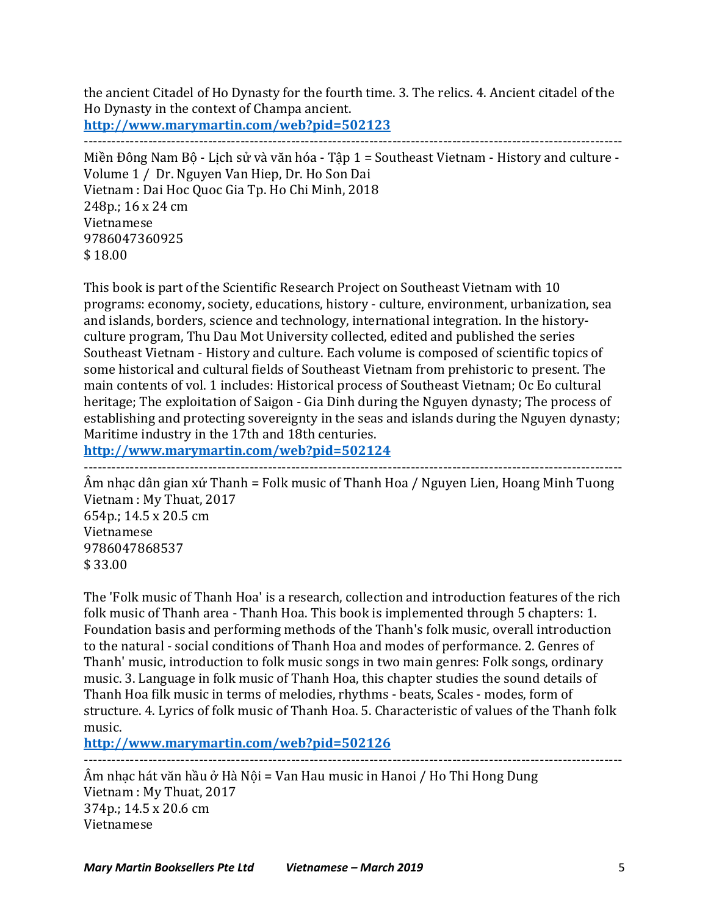the ancient Citadel of Ho Dynasty for the fourth time. 3. The relics. 4. Ancient citadel of the Ho Dynasty in the context of Champa ancient.
**http://www.marymartin.com/web?pid=502123**

---

Miền Đông Nam Bộ - Lịch sử và văn hóa - Tập 1 = Southeast Vietnam - History and culture - Volume 1 / Dr. Nguyen Van Hiep, Dr. Ho Son Dai
Vietnam : Dai Hoc Quoc Gia Tp. Ho Chi Minh, 2018
248p.; 16 x 24 cm
Vietnamese
9786047360925
$ 18.00

This book is part of the Scientific Research Project on Southeast Vietnam with 10 programs: economy, society, educations, history - culture, environment, urbanization, sea and islands, borders, science and technology, international integration. In the history-culture program, Thu Dau Mot University collected, edited and published the series Southeast Vietnam - History and culture. Each volume is composed of scientific topics of some historical and cultural fields of Southeast Vietnam from prehistoric to present. The main contents of vol. 1 includes: Historical process of Southeast Vietnam; Oc Eo cultural heritage; The exploitation of Saigon - Gia Dinh during the Nguyen dynasty; The process of establishing and protecting sovereignty in the seas and islands during the Nguyen dynasty; Maritime industry in the 17th and 18th centuries.
**http://www.marymartin.com/web?pid=502124**

---

Âm nhạc dân gian xứ Thanh = Folk music of Thanh Hoa / Nguyen Lien, Hoang Minh Tuong
Vietnam : My Thuat, 2017
654p.; 14.5 x 20.5 cm
Vietnamese
9786047868537
$ 33.00

The 'Folk music of Thanh Hoa' is a research, collection and introduction features of the rich folk music of Thanh area - Thanh Hoa. This book is implemented through 5 chapters: 1. Foundation basis and performing methods of the Thanh's folk music, overall introduction to the natural - social conditions of Thanh Hoa and modes of performance. 2. Genres of Thanh' music, introduction to folk music songs in two main genres: Folk songs, ordinary music. 3. Language in folk music of Thanh Hoa, this chapter studies the sound details of Thanh Hoa filk music in terms of melodies, rhythms - beats, Scales - modes, form of structure. 4. Lyrics of folk music of Thanh Hoa. 5. Characteristic of values of the Thanh folk music.
**http://www.marymartin.com/web?pid=502126**

---

Âm nhạc hát văn hầu ở Hà Nội = Van Hau music in Hanoi / Ho Thi Hong Dung
Vietnam : My Thuat, 2017
374p.; 14.5 x 20.6 cm
Vietnamese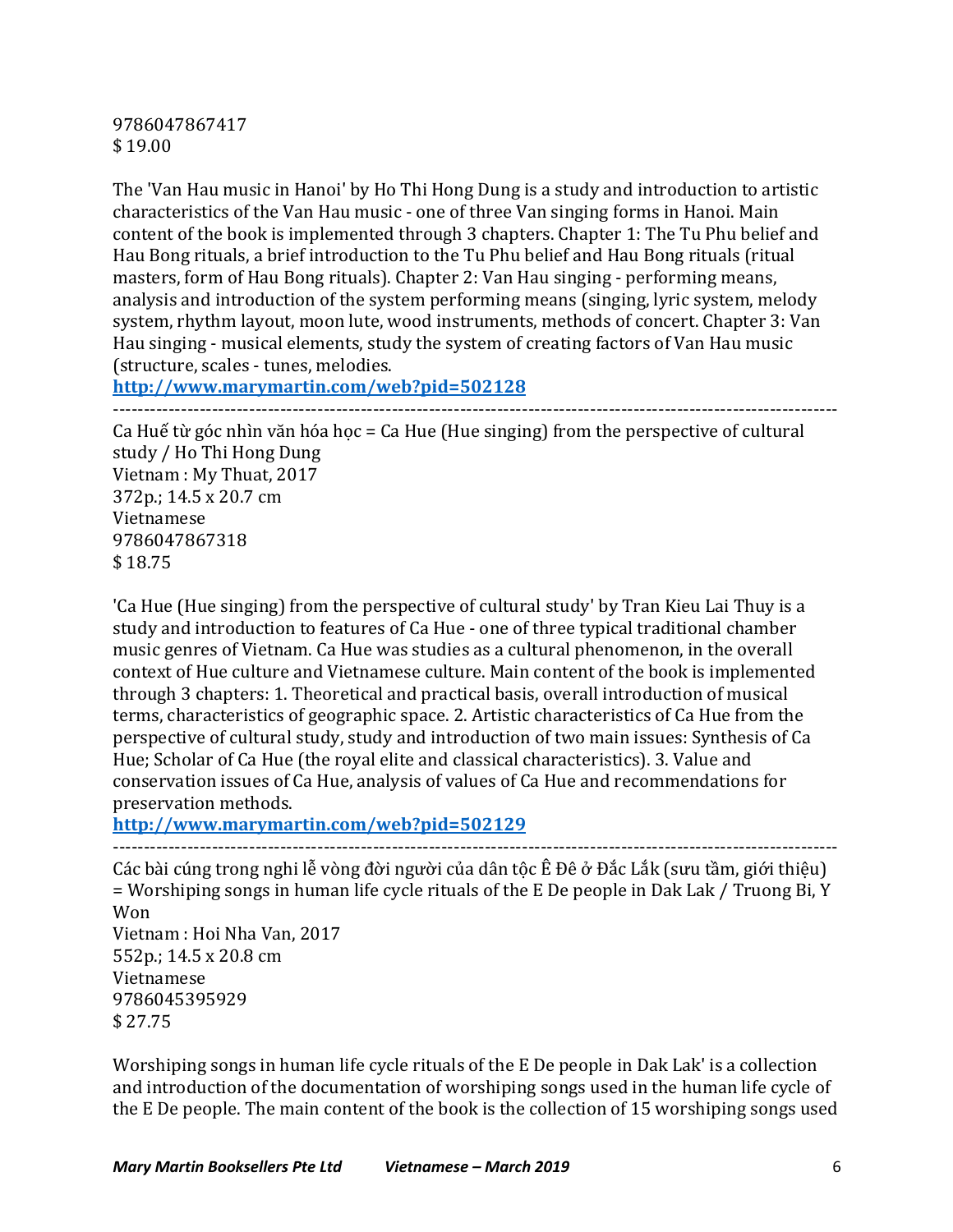9786047867417
$ 19.00

The 'Van Hau music in Hanoi' by Ho Thi Hong Dung is a study and introduction to artistic characteristics of the Van Hau music - one of three Van singing forms in Hanoi. Main content of the book is implemented through 3 chapters. Chapter 1: The Tu Phu belief and Hau Bong rituals, a brief introduction to the Tu Phu belief and Hau Bong rituals (ritual masters, form of Hau Bong rituals). Chapter 2: Van Hau singing - performing means, analysis and introduction of the system performing means (singing, lyric system, melody system, rhythm layout, moon lute, wood instruments, methods of concert. Chapter 3: Van Hau singing - musical elements, study the system of creating factors of Van Hau music (structure, scales - tunes, melodies.

**http://www.marymartin.com/web?pid=502128**

---

Ca Huế từ góc nhìn văn hóa học = Ca Hue (Hue singing) from the perspective of cultural study / Ho Thi Hong Dung
Vietnam : My Thuat, 2017
372p.; 14.5 x 20.7 cm
Vietnamese
9786047867318
$ 18.75

'Ca Hue (Hue singing) from the perspective of cultural study' by Tran Kieu Lai Thuy is a study and introduction to features of Ca Hue - one of three typical traditional chamber music genres of Vietnam. Ca Hue was studies as a cultural phenomenon, in the overall context of Hue culture and Vietnamese culture. Main content of the book is implemented through 3 chapters: 1. Theoretical and practical basis, overall introduction of musical terms, characteristics of geographic space. 2. Artistic characteristics of Ca Hue from the perspective of cultural study, study and introduction of two main issues: Synthesis of Ca Hue; Scholar of Ca Hue (the royal elite and classical characteristics). 3. Value and conservation issues of Ca Hue, analysis of values of Ca Hue and recommendations for preservation methods.

**http://www.marymartin.com/web?pid=502129**

---

Các bài cúng trong nghi lễ vòng đời người của dân tộc Ê Đê ở Đắc Lắk (sưu tầm, giới thiệu) = Worshiping songs in human life cycle rituals of the E De people in Dak Lak / Truong Bi, Y Won
Vietnam : Hoi Nha Van, 2017
552p.; 14.5 x 20.8 cm
Vietnamese
9786045395929
$ 27.75

Worshiping songs in human life cycle rituals of the E De people in Dak Lak' is a collection and introduction of the documentation of worshiping songs used in the human life cycle of the E De people. The main content of the book is the collection of 15 worshiping songs used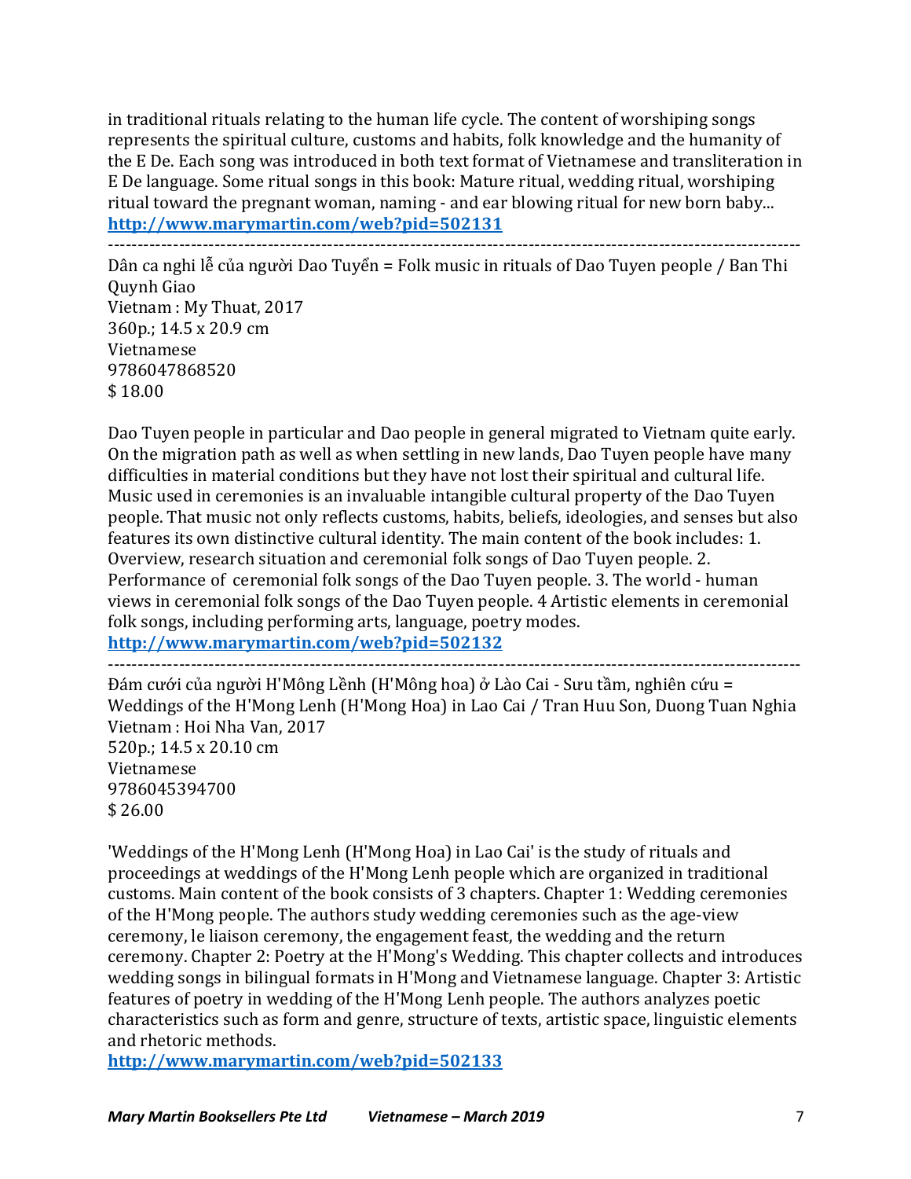in traditional rituals relating to the human life cycle. The content of worshiping songs represents the spiritual culture, customs and habits, folk knowledge and the humanity of the E De. Each song was introduced in both text format of Vietnamese and transliteration in E De language. Some ritual songs in this book: Mature ritual, wedding ritual, worshiping ritual toward the pregnant woman, naming - and ear blowing ritual for new born baby...
**http://www.marymartin.com/web?pid=502131**

---

Dân ca nghi lễ của người Dao Tuyển = Folk music in rituals of Dao Tuyen people / Ban Thi Quynh Giao
Vietnam : My Thuat, 2017
360p.; 14.5 x 20.9 cm
Vietnamese
9786047868520
$ 18.00

Dao Tuyen people in particular and Dao people in general migrated to Vietnam quite early. On the migration path as well as when settling in new lands, Dao Tuyen people have many difficulties in material conditions but they have not lost their spiritual and cultural life. Music used in ceremonies is an invaluable intangible cultural property of the Dao Tuyen people. That music not only reflects customs, habits, beliefs, ideologies, and senses but also features its own distinctive cultural identity. The main content of the book includes: 1. Overview, research situation and ceremonial folk songs of Dao Tuyen people. 2. Performance of ceremonial folk songs of the Dao Tuyen people. 3. The world - human views in ceremonial folk songs of the Dao Tuyen people. 4 Artistic elements in ceremonial folk songs, including performing arts, language, poetry modes.
**http://www.marymartin.com/web?pid=502132**

---

Đám cưới của người H'Mông Lềnh (H'Mông hoa) ở Lào Cai - Sưu tầm, nghiên cứu = Weddings of the H'Mong Lenh (H'Mong Hoa) in Lao Cai / Tran Huu Son, Duong Tuan Nghia
Vietnam : Hoi Nha Van, 2017
520p.; 14.5 x 20.10 cm
Vietnamese
9786045394700
$ 26.00

'Weddings of the H'Mong Lenh (H'Mong Hoa) in Lao Cai' is the study of rituals and proceedings at weddings of the H'Mong Lenh people which are organized in traditional customs. Main content of the book consists of 3 chapters. Chapter 1: Wedding ceremonies of the H'Mong people. The authors study wedding ceremonies such as the age-view ceremony, le liaison ceremony, the engagement feast, the wedding and the return ceremony. Chapter 2: Poetry at the H'Mong's Wedding. This chapter collects and introduces wedding songs in bilingual formats in H'Mong and Vietnamese language. Chapter 3: Artistic features of poetry in wedding of the H'Mong Lenh people. The authors analyzes poetic characteristics such as form and genre, structure of texts, artistic space, linguistic elements and rhetoric methods.
**http://www.marymartin.com/web?pid=502133**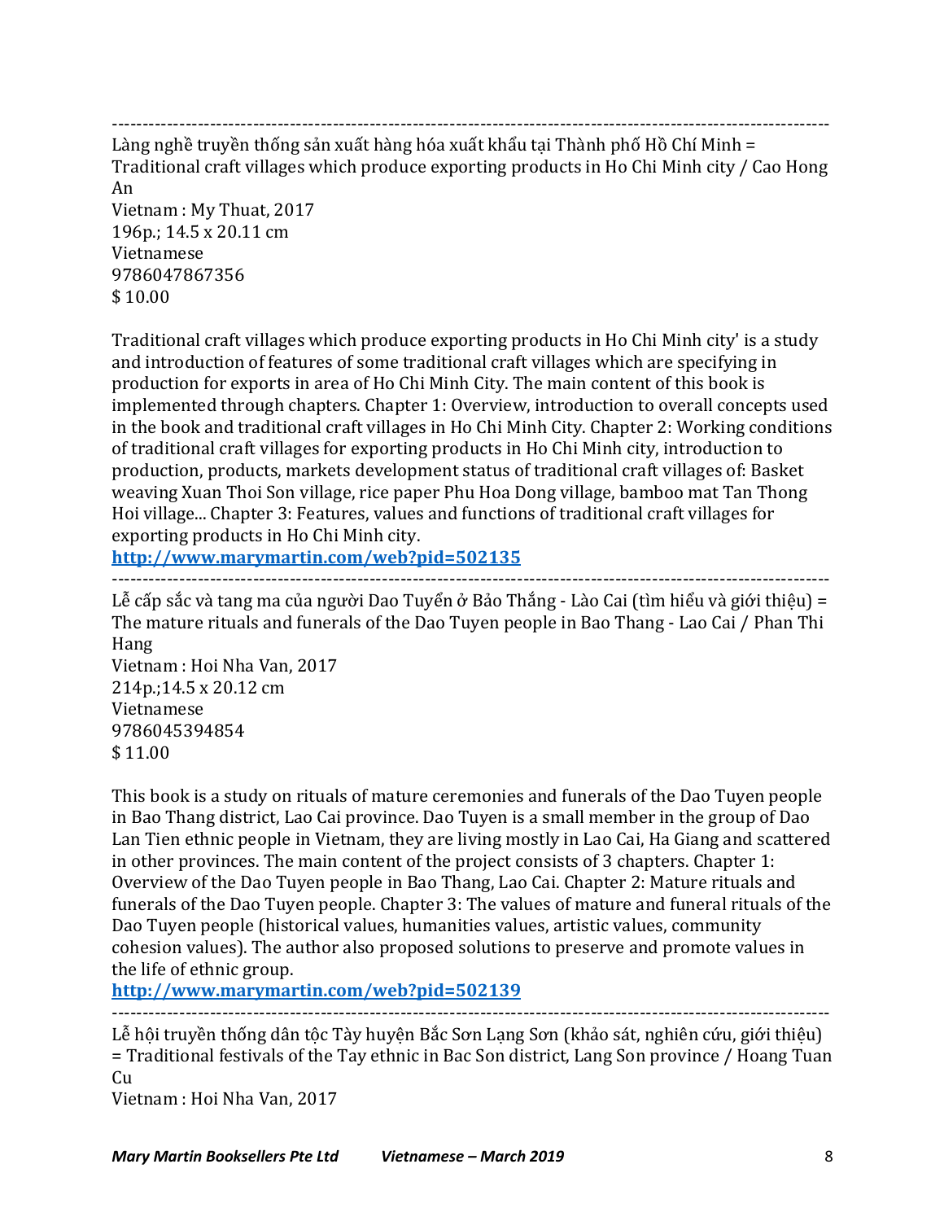---

Làng nghề truyền thống sản xuất hàng hóa xuất khẩu tại Thành phố Hồ Chí Minh = Traditional craft villages which produce exporting products in Ho Chi Minh city / Cao Hong An
Vietnam : My Thuat, 2017
196p.; 14.5 x 20.11 cm
Vietnamese
9786047867356
$ 10.00

Traditional craft villages which produce exporting products in Ho Chi Minh city' is a study and introduction of features of some traditional craft villages which are specifying in production for exports in area of Ho Chi Minh City. The main content of this book is implemented through chapters. Chapter 1: Overview, introduction to overall concepts used in the book and traditional craft villages in Ho Chi Minh City. Chapter 2: Working conditions of traditional craft villages for exporting products in Ho Chi Minh city, introduction to production, products, markets development status of traditional craft villages of: Basket weaving Xuan Thoi Son village, rice paper Phu Hoa Dong village, bamboo mat Tan Thong Hoi village... Chapter 3: Features, values and functions of traditional craft villages for exporting products in Ho Chi Minh city.
**http://www.marymartin.com/web?pid=502135**

---

Lễ cấp sắc và tang ma của người Dao Tuyển ở Bảo Thắng - Lào Cai (tìm hiểu và giới thiệu) = The mature rituals and funerals of the Dao Tuyen people in Bao Thang - Lao Cai / Phan Thi Hang
Vietnam : Hoi Nha Van, 2017
214p.;14.5 x 20.12 cm
Vietnamese
9786045394854
$ 11.00

This book is a study on rituals of mature ceremonies and funerals of the Dao Tuyen people in Bao Thang district, Lao Cai province. Dao Tuyen is a small member in the group of Dao Lan Tien ethnic people in Vietnam, they are living mostly in Lao Cai, Ha Giang and scattered in other provinces. The main content of the project consists of 3 chapters. Chapter 1: Overview of the Dao Tuyen people in Bao Thang, Lao Cai. Chapter 2: Mature rituals and funerals of the Dao Tuyen people. Chapter 3: The values of mature and funeral rituals of the Dao Tuyen people (historical values, humanities values, artistic values, community cohesion values). The author also proposed solutions to preserve and promote values in the life of ethnic group.
**http://www.marymartin.com/web?pid=502139**

---

Lễ hội truyền thống dân tộc Tày huyện Bắc Sơn Lạng Sơn (khảo sát, nghiên cứu, giới thiệu) = Traditional festivals of the Tay ethnic in Bac Son district, Lang Son province / Hoang Tuan Cu
Vietnam : Hoi Nha Van, 2017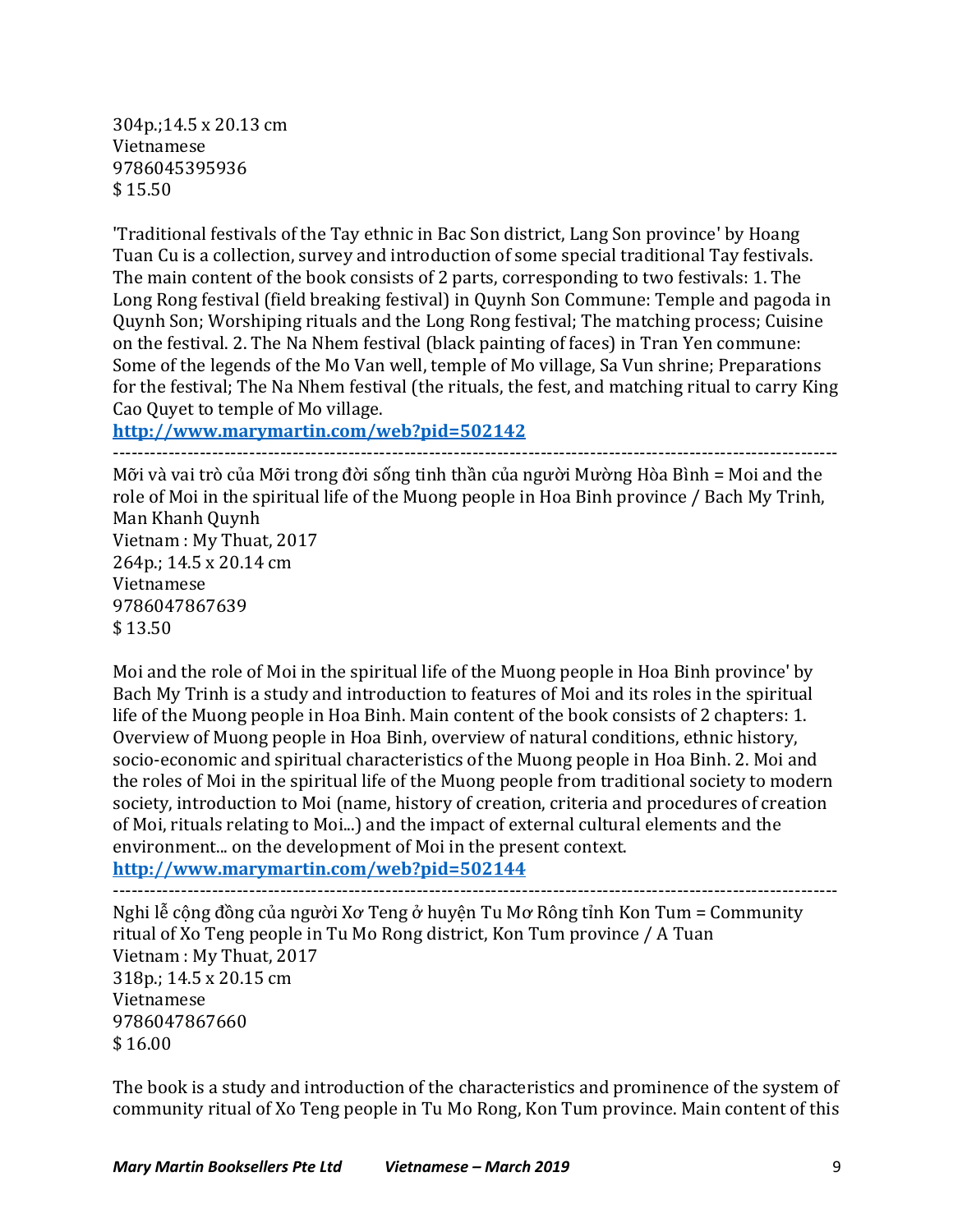304p.;14.5 x 20.13 cm
Vietnamese
9786045395936
$ 15.50

'Traditional festivals of the Tay ethnic in Bac Son district, Lang Son province' by Hoang Tuan Cu is a collection, survey and introduction of some special traditional Tay festivals. The main content of the book consists of 2 parts, corresponding to two festivals: 1. The Long Rong festival (field breaking festival) in Quynh Son Commune: Temple and pagoda in Quynh Son; Worshiping rituals and the Long Rong festival; The matching process; Cuisine on the festival. 2. The Na Nhem festival (black painting of faces) in Tran Yen commune: Some of the legends of the Mo Van well, temple of Mo village, Sa Vun shrine; Preparations for the festival; The Na Nhem festival (the rituals, the fest, and matching ritual to carry King Cao Quyet to temple of Mo village.

**http://www.marymartin.com/web?pid=502142**

---

Mỡi và vai trò của Mỡi trong đời sống tinh thần của người Mường Hòa Bình = Moi and the role of Moi in the spiritual life of the Muong people in Hoa Binh province / Bach My Trinh, Man Khanh Quynh
Vietnam : My Thuat, 2017
264p.; 14.5 x 20.14 cm
Vietnamese
9786047867639
$ 13.50

Moi and the role of Moi in the spiritual life of the Muong people in Hoa Binh province' by Bach My Trinh is a study and introduction to features of Moi and its roles in the spiritual life of the Muong people in Hoa Binh. Main content of the book consists of 2 chapters: 1. Overview of Muong people in Hoa Binh, overview of natural conditions, ethnic history, socio-economic and spiritual characteristics of the Muong people in Hoa Binh. 2. Moi and the roles of Moi in the spiritual life of the Muong people from traditional society to modern society, introduction to Moi (name, history of creation, criteria and procedures of creation of Moi, rituals relating to Moi...) and the impact of external cultural elements and the environment... on the development of Moi in the present context.

**http://www.marymartin.com/web?pid=502144**

---

Nghi lễ cộng đồng của người Xơ Teng ở huyện Tu Mơ Rông tỉnh Kon Tum = Community ritual of Xo Teng people in Tu Mo Rong district, Kon Tum province / A Tuan
Vietnam : My Thuat, 2017
318p.; 14.5 x 20.15 cm
Vietnamese
9786047867660
$ 16.00

The book is a study and introduction of the characteristics and prominence of the system of community ritual of Xo Teng people in Tu Mo Rong, Kon Tum province. Main content of this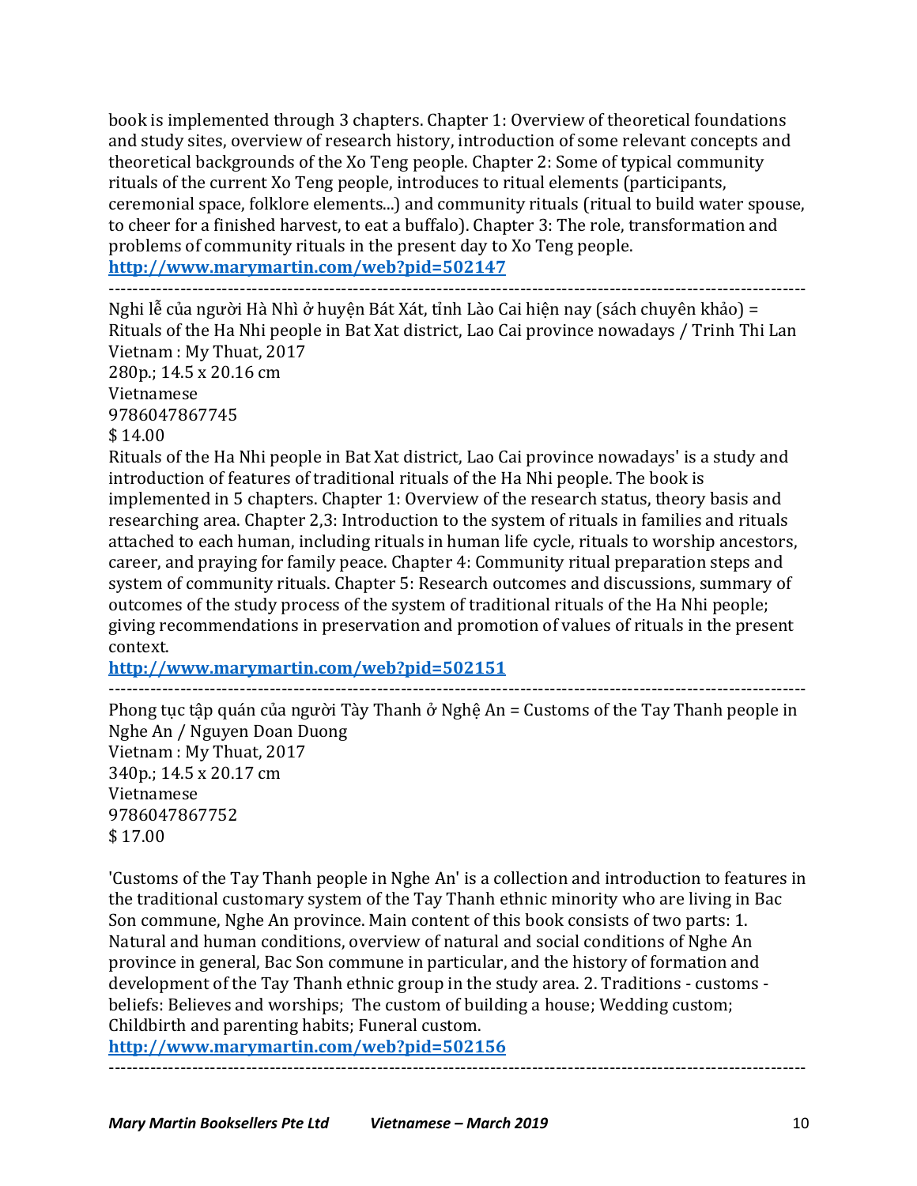book is implemented through 3 chapters. Chapter 1: Overview of theoretical foundations and study sites, overview of research history, introduction of some relevant concepts and theoretical backgrounds of the Xo Teng people. Chapter 2: Some of typical community rituals of the current Xo Teng people, introduces to ritual elements (participants, ceremonial space, folklore elements...) and community rituals (ritual to build water spouse, to cheer for a finished harvest, to eat a buffalo). Chapter 3: The role, transformation and problems of community rituals in the present day to Xo Teng people.
**http://www.marymartin.com/web?pid=502147**

---

Nghi lễ của người Hà Nhì ở huyện Bát Xát, tỉnh Lào Cai hiện nay (sách chuyên khảo) = Rituals of the Ha Nhi people in Bat Xat district, Lao Cai province nowadays / Trinh Thi Lan
Vietnam : My Thuat, 2017
280p.; 14.5 x 20.16 cm
Vietnamese
9786047867745
$ 14.00
Rituals of the Ha Nhi people in Bat Xat district, Lao Cai province nowadays' is a study and introduction of features of traditional rituals of the Ha Nhi people. The book is implemented in 5 chapters. Chapter 1: Overview of the research status, theory basis and researching area. Chapter 2,3: Introduction to the system of rituals in families and rituals attached to each human, including rituals in human life cycle, rituals to worship ancestors, career, and praying for family peace. Chapter 4: Community ritual preparation steps and system of community rituals. Chapter 5: Research outcomes and discussions, summary of outcomes of the study process of the system of traditional rituals of the Ha Nhi people; giving recommendations in preservation and promotion of values of rituals in the present context.
**http://www.marymartin.com/web?pid=502151**

---

Phong tục tập quán của người Tày Thanh ở Nghệ An = Customs of the Tay Thanh people in Nghe An / Nguyen Doan Duong
Vietnam : My Thuat, 2017
340p.; 14.5 x 20.17 cm
Vietnamese
9786047867752
$ 17.00

'Customs of the Tay Thanh people in Nghe An' is a collection and introduction to features in the traditional customary system of the Tay Thanh ethnic minority who are living in Bac Son commune, Nghe An province. Main content of this book consists of two parts: 1. Natural and human conditions, overview of natural and social conditions of Nghe An province in general, Bac Son commune in particular, and the history of formation and development of the Tay Thanh ethnic group in the study area. 2. Traditions - customs - beliefs: Believes and worships; The custom of building a house; Wedding custom; Childbirth and parenting habits; Funeral custom.
**http://www.marymartin.com/web?pid=502156**

---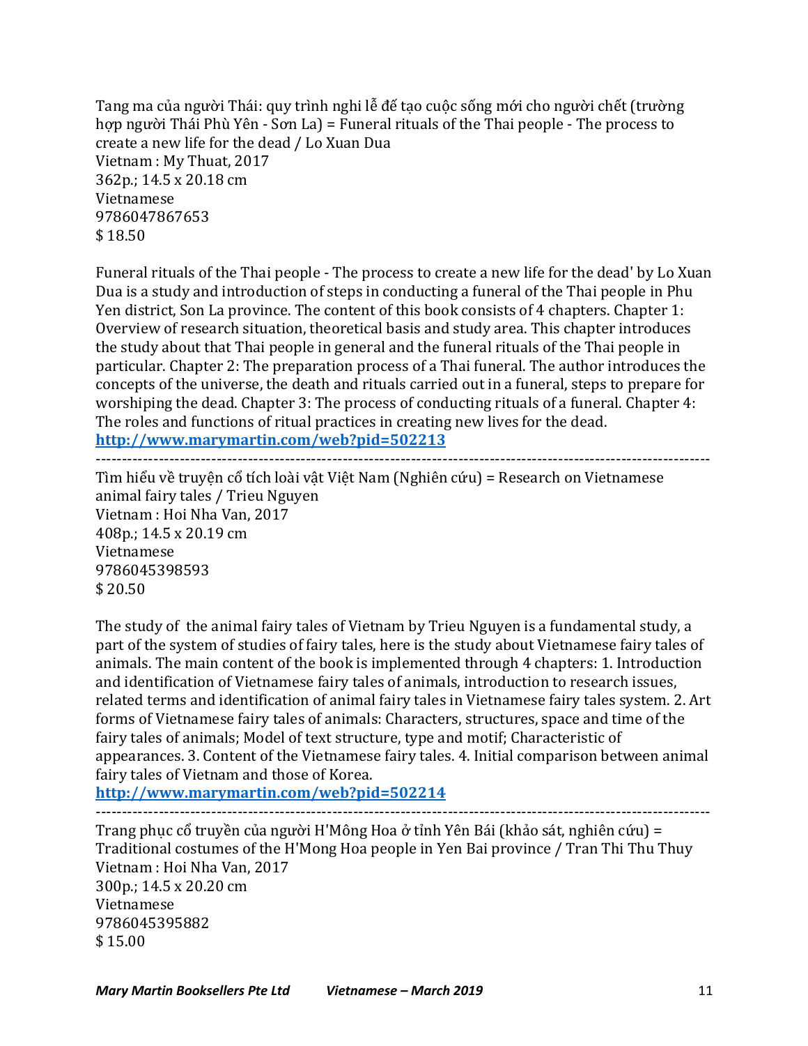Tang ma của người Thái: quy trình nghi lễ để tạo cuộc sống mới cho người chết (trường hợp người Thái Phù Yên - Sơn La) = Funeral rituals of the Thai people - The process to create a new life for the dead / Lo Xuan Dua
Vietnam : My Thuat, 2017
362p.; 14.5 x 20.18 cm
Vietnamese
9786047867653
$ 18.50

Funeral rituals of the Thai people - The process to create a new life for the dead' by Lo Xuan Dua is a study and introduction of steps in conducting a funeral of the Thai people in Phu Yen district, Son La province. The content of this book consists of 4 chapters. Chapter 1: Overview of research situation, theoretical basis and study area. This chapter introduces the study about that Thai people in general and the funeral rituals of the Thai people in particular. Chapter 2: The preparation process of a Thai funeral. The author introduces the concepts of the universe, the death and rituals carried out in a funeral, steps to prepare for worshiping the dead. Chapter 3: The process of conducting rituals of a funeral. Chapter 4: The roles and functions of ritual practices in creating new lives for the dead.
**http://www.marymartin.com/web?pid=502213**

---

Tìm hiểu về truyện cổ tích loài vật Việt Nam (Nghiên cứu) = Research on Vietnamese animal fairy tales / Trieu Nguyen
Vietnam : Hoi Nha Van, 2017
408p.; 14.5 x 20.19 cm
Vietnamese
9786045398593
$ 20.50

The study of the animal fairy tales of Vietnam by Trieu Nguyen is a fundamental study, a part of the system of studies of fairy tales, here is the study about Vietnamese fairy tales of animals. The main content of the book is implemented through 4 chapters: 1. Introduction and identification of Vietnamese fairy tales of animals, introduction to research issues, related terms and identification of animal fairy tales in Vietnamese fairy tales system. 2. Art forms of Vietnamese fairy tales of animals: Characters, structures, space and time of the fairy tales of animals; Model of text structure, type and motif; Characteristic of appearances. 3. Content of the Vietnamese fairy tales. 4. Initial comparison between animal fairy tales of Vietnam and those of Korea.
**http://www.marymartin.com/web?pid=502214**

---

Trang phục cổ truyền của người H'Mông Hoa ở tỉnh Yên Bái (khảo sát, nghiên cứu) = Traditional costumes of the H'Mong Hoa people in Yen Bai province / Tran Thi Thu Thuy
Vietnam : Hoi Nha Van, 2017
300p.; 14.5 x 20.20 cm
Vietnamese
9786045395882
$ 15.00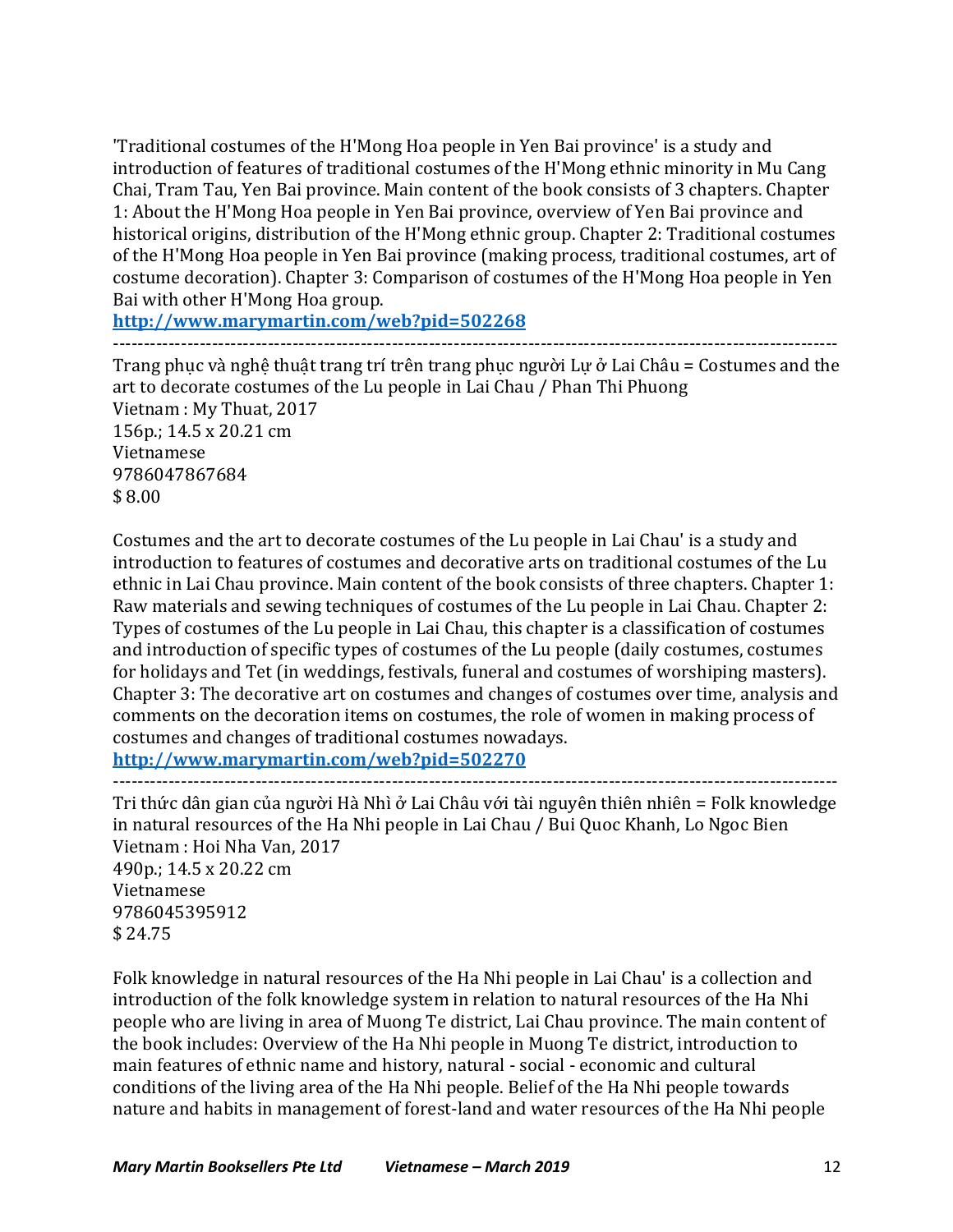'Traditional costumes of the H'Mong Hoa people in Yen Bai province' is a study and introduction of features of traditional costumes of the H'Mong ethnic minority in Mu Cang Chai, Tram Tau, Yen Bai province. Main content of the book consists of 3 chapters. Chapter 1: About the H'Mong Hoa people in Yen Bai province, overview of Yen Bai province and historical origins, distribution of the H'Mong ethnic group. Chapter 2: Traditional costumes of the H'Mong Hoa people in Yen Bai province (making process, traditional costumes, art of costume decoration). Chapter 3: Comparison of costumes of the H'Mong Hoa people in Yen Bai with other H'Mong Hoa group.

**http://www.marymartin.com/web?pid=502268**

---

Trang phục và nghệ thuật trang trí trên trang phục người Lự ở Lai Châu = Costumes and the art to decorate costumes of the Lu people in Lai Chau / Phan Thi Phuong
Vietnam : My Thuat, 2017
156p.; 14.5 x 20.21 cm
Vietnamese
9786047867684
$ 8.00

Costumes and the art to decorate costumes of the Lu people in Lai Chau' is a study and introduction to features of costumes and decorative arts on traditional costumes of the Lu ethnic in Lai Chau province. Main content of the book consists of three chapters. Chapter 1: Raw materials and sewing techniques of costumes of the Lu people in Lai Chau. Chapter 2: Types of costumes of the Lu people in Lai Chau, this chapter is a classification of costumes and introduction of specific types of costumes of the Lu people (daily costumes, costumes for holidays and Tet (in weddings, festivals, funeral and costumes of worshiping masters). Chapter 3: The decorative art on costumes and changes of costumes over time, analysis and comments on the decoration items on costumes, the role of women in making process of costumes and changes of traditional costumes nowadays.

**http://www.marymartin.com/web?pid=502270**

---

Tri thức dân gian của người Hà Nhì ở Lai Châu với tài nguyên thiên nhiên = Folk knowledge in natural resources of the Ha Nhi people in Lai Chau / Bui Quoc Khanh, Lo Ngoc Bien
Vietnam : Hoi Nha Van, 2017
490p.; 14.5 x 20.22 cm
Vietnamese
9786045395912
$ 24.75

Folk knowledge in natural resources of the Ha Nhi people in Lai Chau' is a collection and introduction of the folk knowledge system in relation to natural resources of the Ha Nhi people who are living in area of Muong Te district, Lai Chau province. The main content of the book includes: Overview of the Ha Nhi people in Muong Te district, introduction to main features of ethnic name and history, natural - social - economic and cultural conditions of the living area of the Ha Nhi people. Belief of the Ha Nhi people towards nature and habits in management of forest-land and water resources of the Ha Nhi people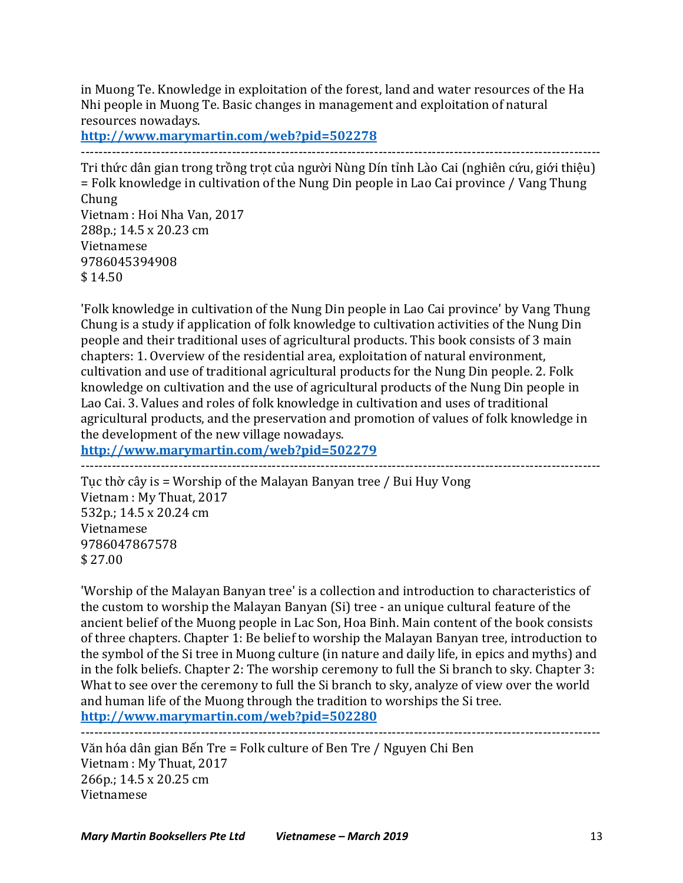in Muong Te. Knowledge in exploitation of the forest, land and water resources of the Ha Nhi people in Muong Te. Basic changes in management and exploitation of natural resources nowadays.

http://www.marymartin.com/web?pid=502278

---

Tri thức dân gian trong trồng trọt của người Nùng Dín tỉnh Lào Cai (nghiên cứu, giới thiệu) = Folk knowledge in cultivation of the Nung Din people in Lao Cai province / Vang Thung Chung
Vietnam : Hoi Nha Van, 2017
288p.; 14.5 x 20.23 cm
Vietnamese
9786045394908
$ 14.50

'Folk knowledge in cultivation of the Nung Din people in Lao Cai province' by Vang Thung Chung is a study if application of folk knowledge to cultivation activities of the Nung Din people and their traditional uses of agricultural products. This book consists of 3 main chapters: 1. Overview of the residential area, exploitation of natural environment, cultivation and use of traditional agricultural products for the Nung Din people. 2. Folk knowledge on cultivation and the use of agricultural products of the Nung Din people in Lao Cai. 3. Values and roles of folk knowledge in cultivation and uses of traditional agricultural products, and the preservation and promotion of values of folk knowledge in the development of the new village nowadays.

http://www.marymartin.com/web?pid=502279

---

Tục thờ cây is = Worship of the Malayan Banyan tree / Bui Huy Vong
Vietnam : My Thuat, 2017
532p.; 14.5 x 20.24 cm
Vietnamese
9786047867578
$ 27.00

'Worship of the Malayan Banyan tree' is a collection and introduction to characteristics of the custom to worship the Malayan Banyan (Si) tree - an unique cultural feature of the ancient belief of the Muong people in Lac Son, Hoa Binh. Main content of the book consists of three chapters. Chapter 1: Be belief to worship the Malayan Banyan tree, introduction to the symbol of the Si tree in Muong culture (in nature and daily life, in epics and myths) and in the folk beliefs. Chapter 2: The worship ceremony to full the Si branch to sky. Chapter 3: What to see over the ceremony to full the Si branch to sky, analyze of view over the world and human life of the Muong through the tradition to worships the Si tree.

http://www.marymartin.com/web?pid=502280

---

Văn hóa dân gian Bến Tre = Folk culture of Ben Tre / Nguyen Chi Ben
Vietnam : My Thuat, 2017
266p.; 14.5 x 20.25 cm
Vietnamese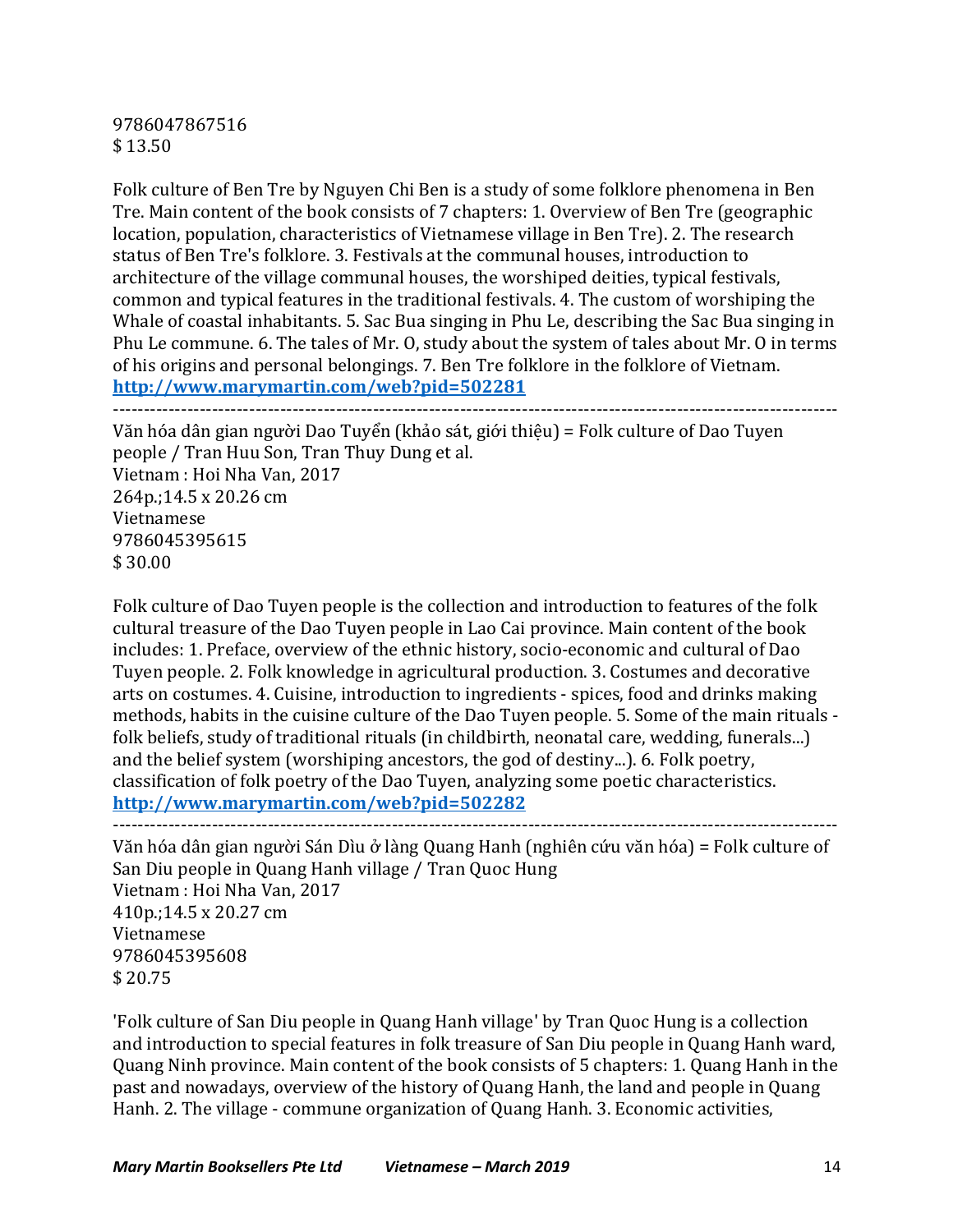9786047867516
$ 13.50

Folk culture of Ben Tre by Nguyen Chi Ben is a study of some folklore phenomena in Ben Tre. Main content of the book consists of 7 chapters: 1. Overview of Ben Tre (geographic location, population, characteristics of Vietnamese village in Ben Tre). 2. The research status of Ben Tre's folklore. 3. Festivals at the communal houses, introduction to architecture of the village communal houses, the worshiped deities, typical festivals, common and typical features in the traditional festivals. 4. The custom of worshiping the Whale of coastal inhabitants. 5. Sac Bua singing in Phu Le, describing the Sac Bua singing in Phu Le commune. 6. The tales of Mr. O, study about the system of tales about Mr. O in terms of his origins and personal belongings. 7. Ben Tre folklore in the folklore of Vietnam.
**http://www.marymartin.com/web?pid=502281**

---

Văn hóa dân gian người Dao Tuyển (khảo sát, giới thiệu) = Folk culture of Dao Tuyen people / Tran Huu Son, Tran Thuy Dung et al.
Vietnam : Hoi Nha Van, 2017
264p.;14.5 x 20.26 cm
Vietnamese
9786045395615
$ 30.00

Folk culture of Dao Tuyen people is the collection and introduction to features of the folk cultural treasure of the Dao Tuyen people in Lao Cai province. Main content of the book includes: 1. Preface, overview of the ethnic history, socio-economic and cultural of Dao Tuyen people. 2. Folk knowledge in agricultural production. 3. Costumes and decorative arts on costumes. 4. Cuisine, introduction to ingredients - spices, food and drinks making methods, habits in the cuisine culture of the Dao Tuyen people. 5. Some of the main rituals - folk beliefs, study of traditional rituals (in childbirth, neonatal care, wedding, funerals...) and the belief system (worshiping ancestors, the god of destiny...). 6. Folk poetry, classification of folk poetry of the Dao Tuyen, analyzing some poetic characteristics.
**http://www.marymartin.com/web?pid=502282**

---

Văn hóa dân gian người Sán Dìu ở làng Quang Hanh (nghiên cứu văn hóa) = Folk culture of San Diu people in Quang Hanh village / Tran Quoc Hung
Vietnam : Hoi Nha Van, 2017
410p.;14.5 x 20.27 cm
Vietnamese
9786045395608
$ 20.75

'Folk culture of San Diu people in Quang Hanh village' by Tran Quoc Hung is a collection and introduction to special features in folk treasure of San Diu people in Quang Hanh ward, Quang Ninh province. Main content of the book consists of 5 chapters: 1. Quang Hanh in the past and nowadays, overview of the history of Quang Hanh, the land and people in Quang Hanh. 2. The village - commune organization of Quang Hanh. 3. Economic activities,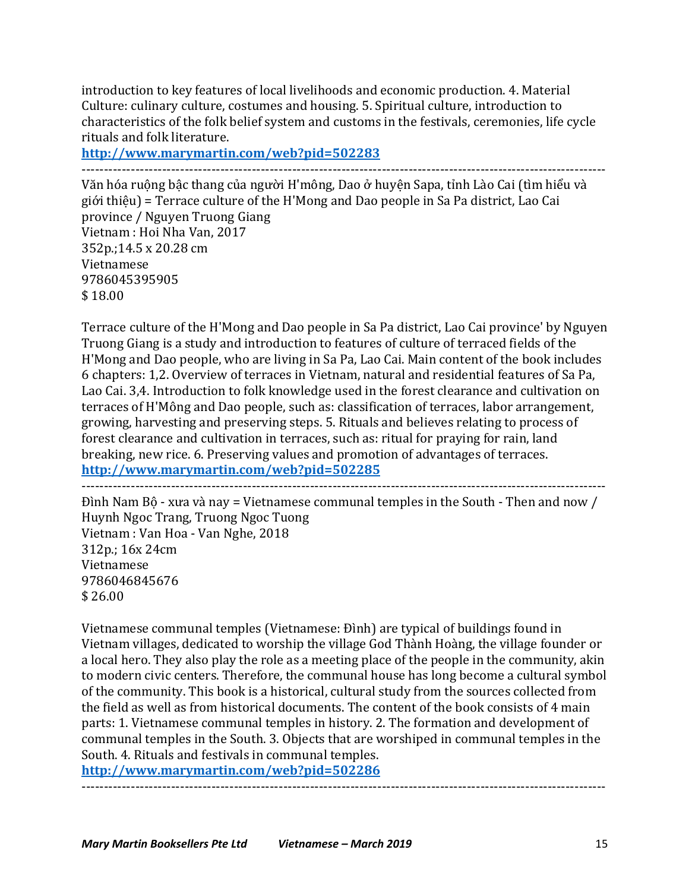introduction to key features of local livelihoods and economic production. 4. Material Culture: culinary culture, costumes and housing. 5. Spiritual culture, introduction to characteristics of the folk belief system and customs in the festivals, ceremonies, life cycle rituals and folk literature.
**http://www.marymartin.com/web?pid=502283**

---

Văn hóa ruộng bậc thang của người H'mông, Dao ở huyện Sapa, tỉnh Lào Cai (tìm hiểu và giới thiệu) = Terrace culture of the H'Mong and Dao people in Sa Pa district, Lao Cai province / Nguyen Truong Giang
Vietnam : Hoi Nha Van, 2017
352p.;14.5 x 20.28 cm
Vietnamese
9786045395905
$ 18.00

Terrace culture of the H'Mong and Dao people in Sa Pa district, Lao Cai province' by Nguyen Truong Giang is a study and introduction to features of culture of terraced fields of the H'Mong and Dao people, who are living in Sa Pa, Lao Cai. Main content of the book includes 6 chapters: 1,2. Overview of terraces in Vietnam, natural and residential features of Sa Pa, Lao Cai. 3,4. Introduction to folk knowledge used in the forest clearance and cultivation on terraces of H'Mông and Dao people, such as: classification of terraces, labor arrangement, growing, harvesting and preserving steps. 5. Rituals and believes relating to process of forest clearance and cultivation in terraces, such as: ritual for praying for rain, land breaking, new rice. 6. Preserving values and promotion of advantages of terraces.
**http://www.marymartin.com/web?pid=502285**

---

Đình Nam Bộ - xưa và nay = Vietnamese communal temples in the South - Then and now / Huynh Ngoc Trang, Truong Ngoc Tuong
Vietnam : Van Hoa - Van Nghe, 2018
312p.; 16x 24cm
Vietnamese
9786046845676
$ 26.00

Vietnamese communal temples (Vietnamese: Đình) are typical of buildings found in Vietnam villages, dedicated to worship the village God Thành Hoàng, the village founder or a local hero. They also play the role as a meeting place of the people in the community, akin to modern civic centers. Therefore, the communal house has long become a cultural symbol of the community. This book is a historical, cultural study from the sources collected from the field as well as from historical documents. The content of the book consists of 4 main parts: 1. Vietnamese communal temples in history. 2. The formation and development of communal temples in the South. 3. Objects that are worshiped in communal temples in the South. 4. Rituals and festivals in communal temples.
**http://www.marymartin.com/web?pid=502286**

---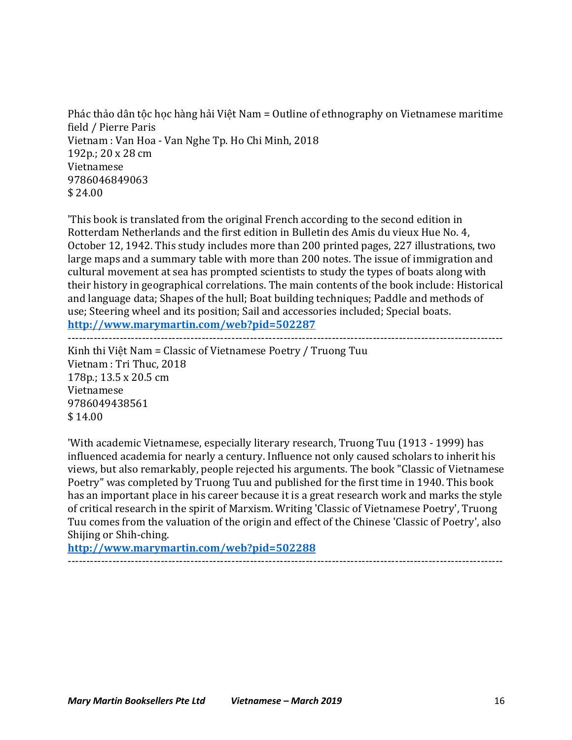Phác thảo dân tộc học hàng hải Việt Nam = Outline of ethnography on Vietnamese maritime field / Pierre Paris
Vietnam : Van Hoa - Van Nghe Tp. Ho Chi Minh, 2018
192p.; 20 x 28 cm
Vietnamese
9786046849063
$ 24.00

'This book is translated from the original French according to the second edition in Rotterdam Netherlands and the first edition in Bulletin des Amis du vieux Hue No. 4, October 12, 1942. This study includes more than 200 printed pages, 227 illustrations, two large maps and a summary table with more than 200 notes. The issue of immigration and cultural movement at sea has prompted scientists to study the types of boats along with their history in geographical correlations. The main contents of the book include: Historical and language data; Shapes of the hull; Boat building techniques; Paddle and methods of use; Steering wheel and its position; Sail and accessories included; Special boats.
**http://www.marymartin.com/web?pid=502287**

---

Kinh thi Việt Nam = Classic of Vietnamese Poetry / Truong Tuu
Vietnam : Tri Thuc, 2018
178p.; 13.5 x 20.5 cm
Vietnamese
9786049438561
$ 14.00

'With academic Vietnamese, especially literary research, Truong Tuu (1913 - 1999) has influenced academia for nearly a century. Influence not only caused scholars to inherit his views, but also remarkably, people rejected his arguments. The book "Classic of Vietnamese Poetry" was completed by Truong Tuu and published for the first time in 1940. This book has an important place in his career because it is a great research work and marks the style of critical research in the spirit of Marxism. Writing 'Classic of Vietnamese Poetry', Truong Tuu comes from the valuation of the origin and effect of the Chinese 'Classic of Poetry', also Shijing or Shih-ching.
**http://www.marymartin.com/web?pid=502288**

---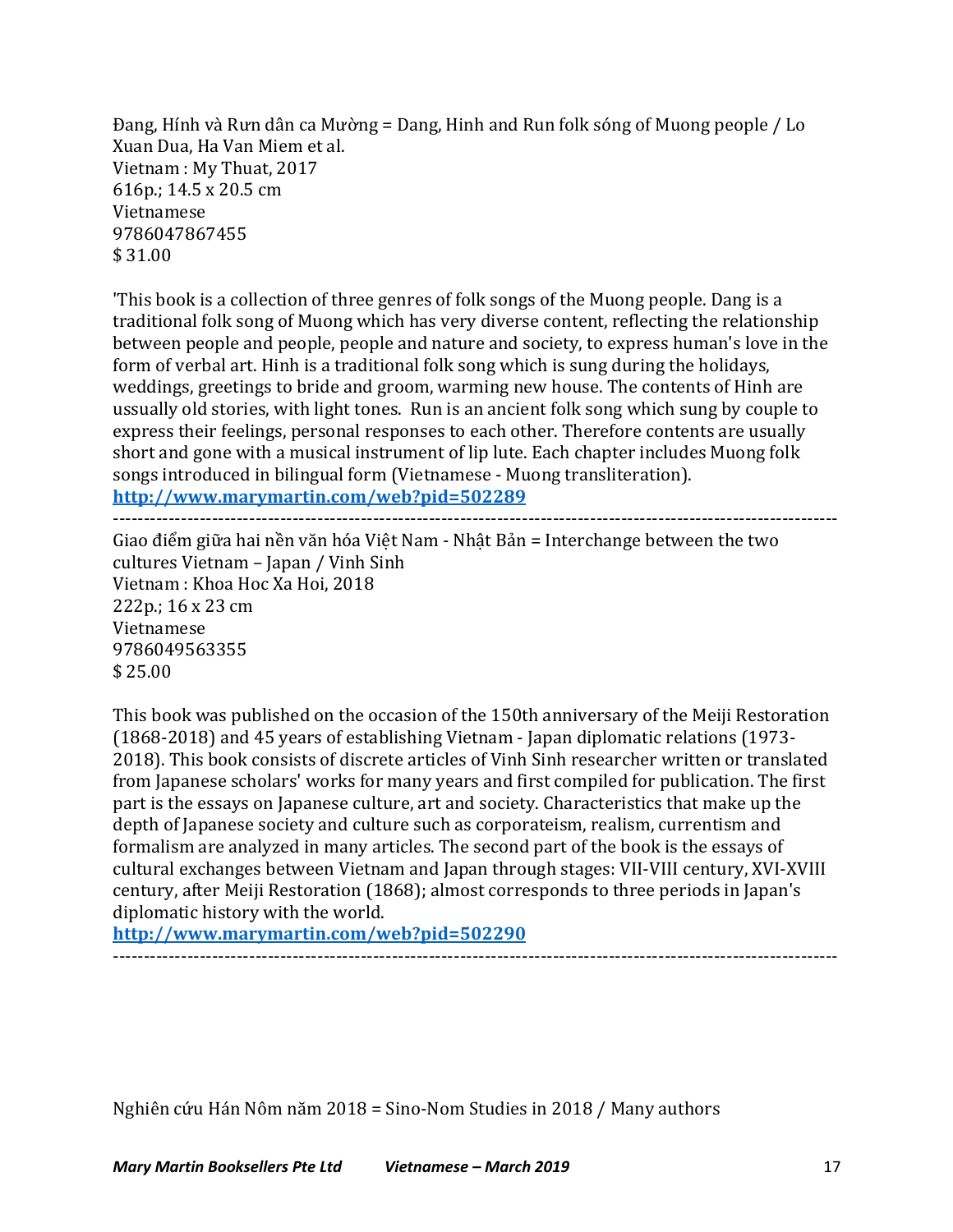Đang, Hính và Rưn dân ca Mường = Dang, Hinh and Run folk sóng of Muong people / Lo Xuan Dua, Ha Van Miem et al.
Vietnam : My Thuat, 2017
616p.; 14.5 x 20.5 cm
Vietnamese
9786047867455
$ 31.00

'This book is a collection of three genres of folk songs of the Muong people. Dang is a traditional folk song of Muong which has very diverse content, reflecting the relationship between people and people, people and nature and society, to express human's love in the form of verbal art. Hinh is a traditional folk song which is sung during the holidays, weddings, greetings to bride and groom, warming new house. The contents of Hinh are ussually old stories, with light tones. Run is an ancient folk song which sung by couple to express their feelings, personal responses to each other. Therefore contents are usually short and gone with a musical instrument of lip lute. Each chapter includes Muong folk songs introduced in bilingual form (Vietnamese - Muong transliteration).
**http://www.marymartin.com/web?pid=502289**

---

Giao điểm giữa hai nền văn hóa Việt Nam - Nhật Bản = Interchange between the two cultures Vietnam – Japan / Vinh Sinh
Vietnam : Khoa Hoc Xa Hoi, 2018
222p.; 16 x 23 cm
Vietnamese
9786049563355
$ 25.00

This book was published on the occasion of the 150th anniversary of the Meiji Restoration (1868-2018) and 45 years of establishing Vietnam - Japan diplomatic relations (1973-2018). This book consists of discrete articles of Vinh Sinh researcher written or translated from Japanese scholars' works for many years and first compiled for publication. The first part is the essays on Japanese culture, art and society. Characteristics that make up the depth of Japanese society and culture such as corporateism, realism, currentism and formalism are analyzed in many articles. The second part of the book is the essays of cultural exchanges between Vietnam and Japan through stages: VII-VIII century, XVI-XVIII century, after Meiji Restoration (1868); almost corresponds to three periods in Japan's diplomatic history with the world.
**http://www.marymartin.com/web?pid=502290**

---

Nghiên cứu Hán Nôm năm 2018 = Sino-Nom Studies in 2018 / Many authors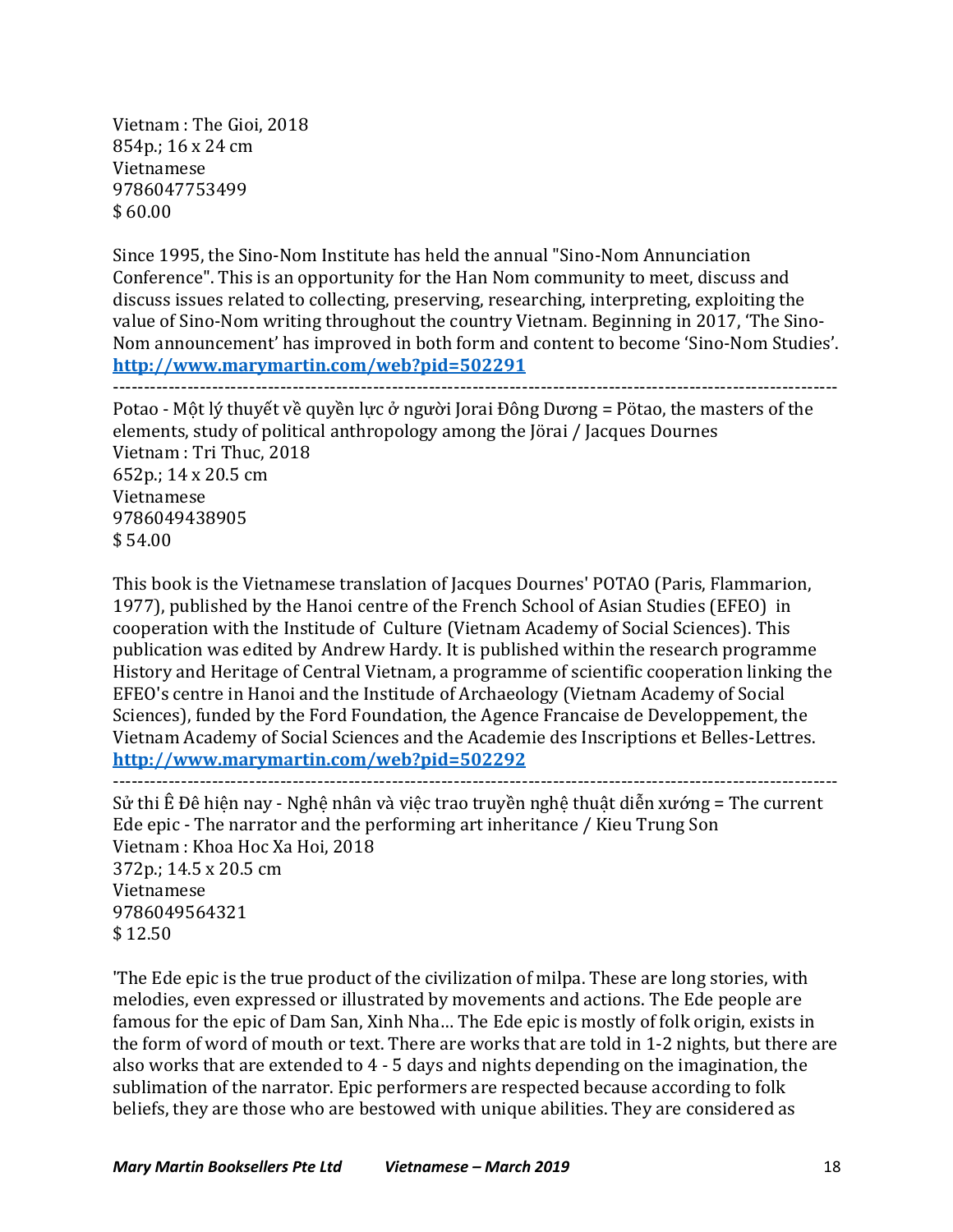Vietnam : The Gioi, 2018
854p.; 16 x 24 cm
Vietnamese
9786047753499
$ 60.00

Since 1995, the Sino-Nom Institute has held the annual "Sino-Nom Annunciation Conference". This is an opportunity for the Han Nom community to meet, discuss and discuss issues related to collecting, preserving, researching, interpreting, exploiting the value of Sino-Nom writing throughout the country Vietnam. Beginning in 2017, 'The Sino-Nom announcement' has improved in both form and content to become 'Sino-Nom Studies'.
**http://www.marymartin.com/web?pid=502291**

---

Potao - Một lý thuyết về quyền lực ở người Jorai Đông Dương = Pötao, the masters of the elements, study of political anthropology among the Jörai / Jacques Dournes
Vietnam : Tri Thuc, 2018
652p.; 14 x 20.5 cm
Vietnamese
9786049438905
$ 54.00

This book is the Vietnamese translation of Jacques Dournes' POTAO (Paris, Flammarion, 1977), published by the Hanoi centre of the French School of Asian Studies (EFEO) in cooperation with the Institute of Culture (Vietnam Academy of Social Sciences). This publication was edited by Andrew Hardy. It is published within the research programme History and Heritage of Central Vietnam, a programme of scientific cooperation linking the EFEO's centre in Hanoi and the Institute of Archaeology (Vietnam Academy of Social Sciences), funded by the Ford Foundation, the Agence Francaise de Developpement, the Vietnam Academy of Social Sciences and the Academie des Inscriptions et Belles-Lettres.
**http://www.marymartin.com/web?pid=502292**

---

Sử thi Ê Đê hiện nay - Nghệ nhân và việc trao truyền nghệ thuật diễn xướng = The current Ede epic - The narrator and the performing art inheritance / Kieu Trung Son
Vietnam : Khoa Hoc Xa Hoi, 2018
372p.; 14.5 x 20.5 cm
Vietnamese
9786049564321
$ 12.50

'The Ede epic is the true product of the civilization of milpa. These are long stories, with melodies, even expressed or illustrated by movements and actions. The Ede people are famous for the epic of Dam San, Xinh Nha... The Ede epic is mostly of folk origin, exists in the form of word of mouth or text. There are works that are told in 1-2 nights, but there are also works that are extended to 4 - 5 days and nights depending on the imagination, the sublimation of the narrator. Epic performers are respected because according to folk beliefs, they are those who are bestowed with unique abilities. They are considered as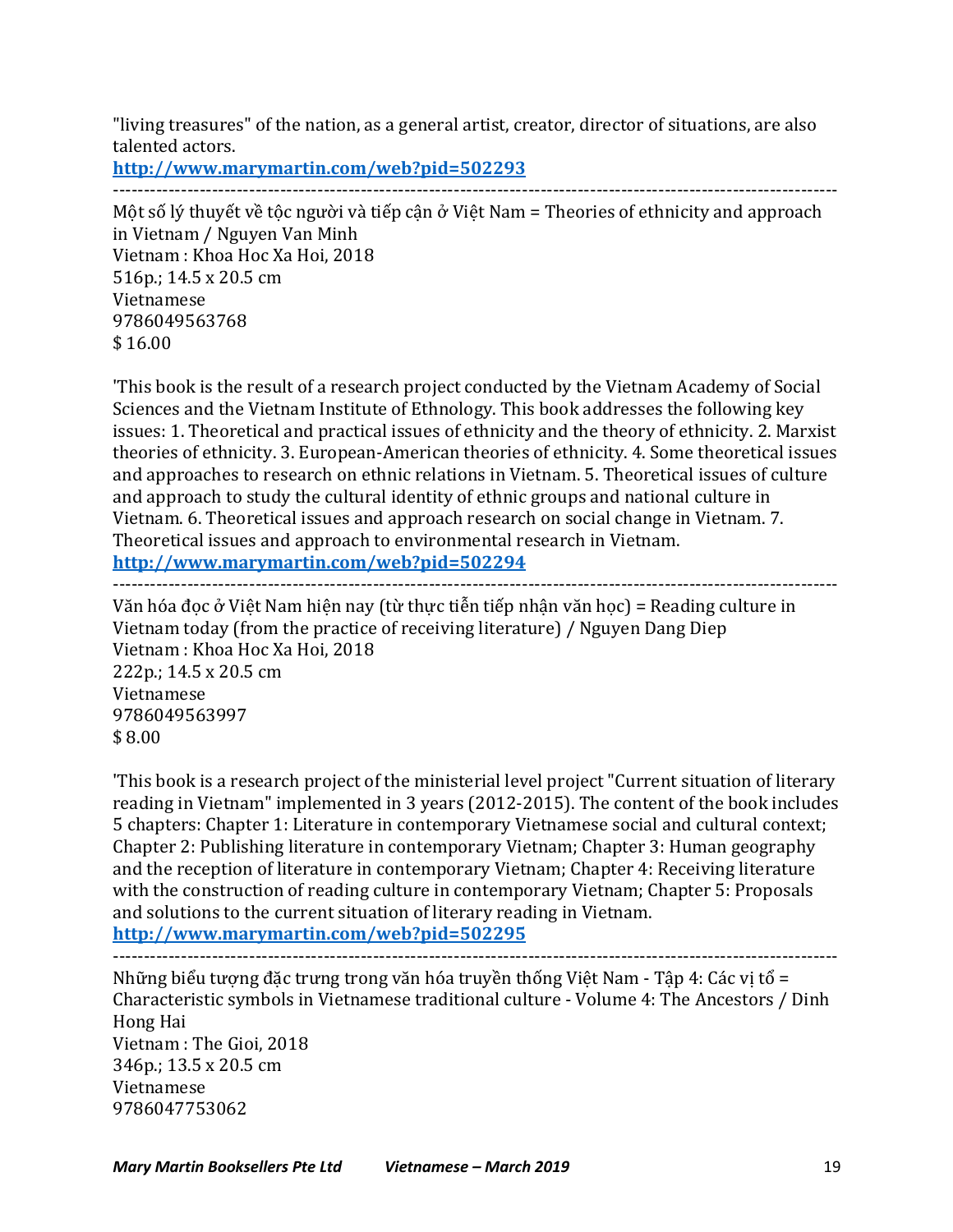"living treasures" of the nation, as a general artist, creator, director of situations, are also talented actors.
**http://www.marymartin.com/web?pid=502293**

---

Một số lý thuyết về tộc người và tiếp cận ở Việt Nam = Theories of ethnicity and approach in Vietnam / Nguyen Van Minh
Vietnam : Khoa Hoc Xa Hoi, 2018
516p.; 14.5 x 20.5 cm
Vietnamese
9786049563768
$ 16.00

'This book is the result of a research project conducted by the Vietnam Academy of Social Sciences and the Vietnam Institute of Ethnology. This book addresses the following key issues: 1. Theoretical and practical issues of ethnicity and the theory of ethnicity. 2. Marxist theories of ethnicity. 3. European-American theories of ethnicity. 4. Some theoretical issues and approaches to research on ethnic relations in Vietnam. 5. Theoretical issues of culture and approach to study the cultural identity of ethnic groups and national culture in Vietnam. 6. Theoretical issues and approach research on social change in Vietnam. 7. Theoretical issues and approach to environmental research in Vietnam.
**http://www.marymartin.com/web?pid=502294**

---

Văn hóa đọc ở Việt Nam hiện nay (từ thực tiễn tiếp nhận văn học) = Reading culture in Vietnam today (from the practice of receiving literature) / Nguyen Dang Diep
Vietnam : Khoa Hoc Xa Hoi, 2018
222p.; 14.5 x 20.5 cm
Vietnamese
9786049563997
$ 8.00

'This book is a research project of the ministerial level project "Current situation of literary reading in Vietnam" implemented in 3 years (2012-2015). The content of the book includes 5 chapters: Chapter 1: Literature in contemporary Vietnamese social and cultural context; Chapter 2: Publishing literature in contemporary Vietnam; Chapter 3: Human geography and the reception of literature in contemporary Vietnam; Chapter 4: Receiving literature with the construction of reading culture in contemporary Vietnam; Chapter 5: Proposals and solutions to the current situation of literary reading in Vietnam.
**http://www.marymartin.com/web?pid=502295**

---

Những biểu tượng đặc trưng trong văn hóa truyền thống Việt Nam - Tập 4: Các vị tổ = Characteristic symbols in Vietnamese traditional culture - Volume 4: The Ancestors / Dinh Hong Hai
Vietnam : The Gioi, 2018
346p.; 13.5 x 20.5 cm
Vietnamese
9786047753062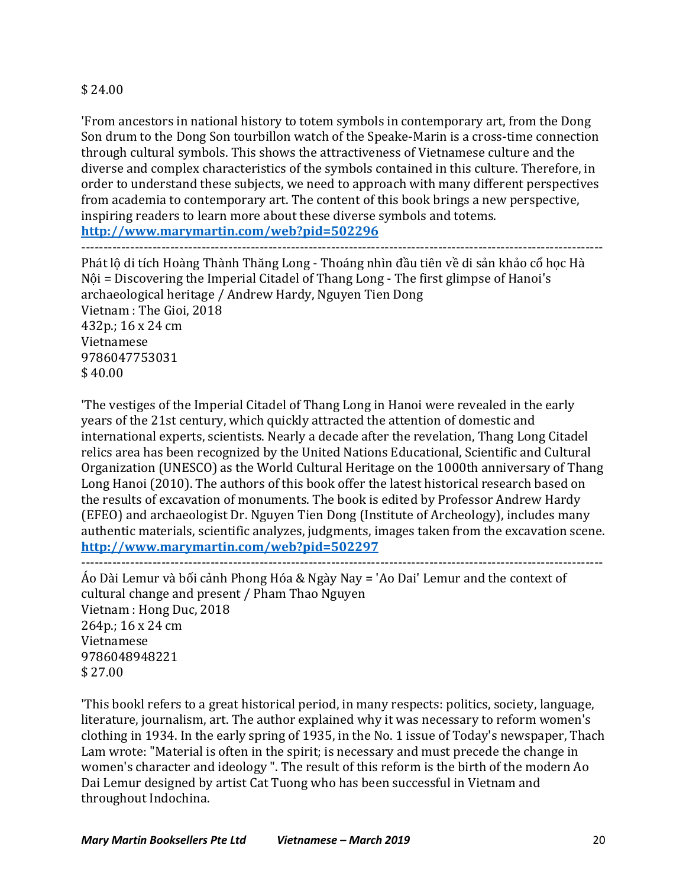$ 24.00

'From ancestors in national history to totem symbols in contemporary art, from the Dong Son drum to the Dong Son tourbillon watch of the Speake-Marin is a cross-time connection through cultural symbols. This shows the attractiveness of Vietnamese culture and the diverse and complex characteristics of the symbols contained in this culture. Therefore, in order to understand these subjects, we need to approach with many different perspectives from academia to contemporary art. The content of this book brings a new perspective, inspiring readers to learn more about these diverse symbols and totems.
**http://www.marymartin.com/web?pid=502296**

---

Phát lộ di tích Hoàng Thành Thăng Long - Thoáng nhìn đầu tiên về di sản khảo cổ học Hà Nội = Discovering the Imperial Citadel of Thang Long - The first glimpse of Hanoi's archaeological heritage / Andrew Hardy, Nguyen Tien Dong
Vietnam : The Gioi, 2018
432p.; 16 x 24 cm
Vietnamese
9786047753031
$ 40.00

'The vestiges of the Imperial Citadel of Thang Long in Hanoi were revealed in the early years of the 21st century, which quickly attracted the attention of domestic and international experts, scientists. Nearly a decade after the revelation, Thang Long Citadel relics area has been recognized by the United Nations Educational, Scientific and Cultural Organization (UNESCO) as the World Cultural Heritage on the 1000th anniversary of Thang Long Hanoi (2010). The authors of this book offer the latest historical research based on the results of excavation of monuments. The book is edited by Professor Andrew Hardy (EFEO) and archaeologist Dr. Nguyen Tien Dong (Institute of Archeology), includes many authentic materials, scientific analyzes, judgments, images taken from the excavation scene.
**http://www.marymartin.com/web?pid=502297**

---

Áo Dài Lemur và bối cảnh Phong Hóa & Ngày Nay = 'Ao Dai' Lemur and the context of cultural change and present / Pham Thao Nguyen
Vietnam : Hong Duc, 2018
264p.; 16 x 24 cm
Vietnamese
9786048948221
$ 27.00

'This bookl refers to a great historical period, in many respects: politics, society, language, literature, journalism, art. The author explained why it was necessary to reform women's clothing in 1934. In the early spring of 1935, in the No. 1 issue of Today's newspaper, Thach Lam wrote: "Material is often in the spirit; is necessary and must precede the change in women's character and ideology ". The result of this reform is the birth of the modern Ao Dai Lemur designed by artist Cat Tuong who has been successful in Vietnam and throughout Indochina.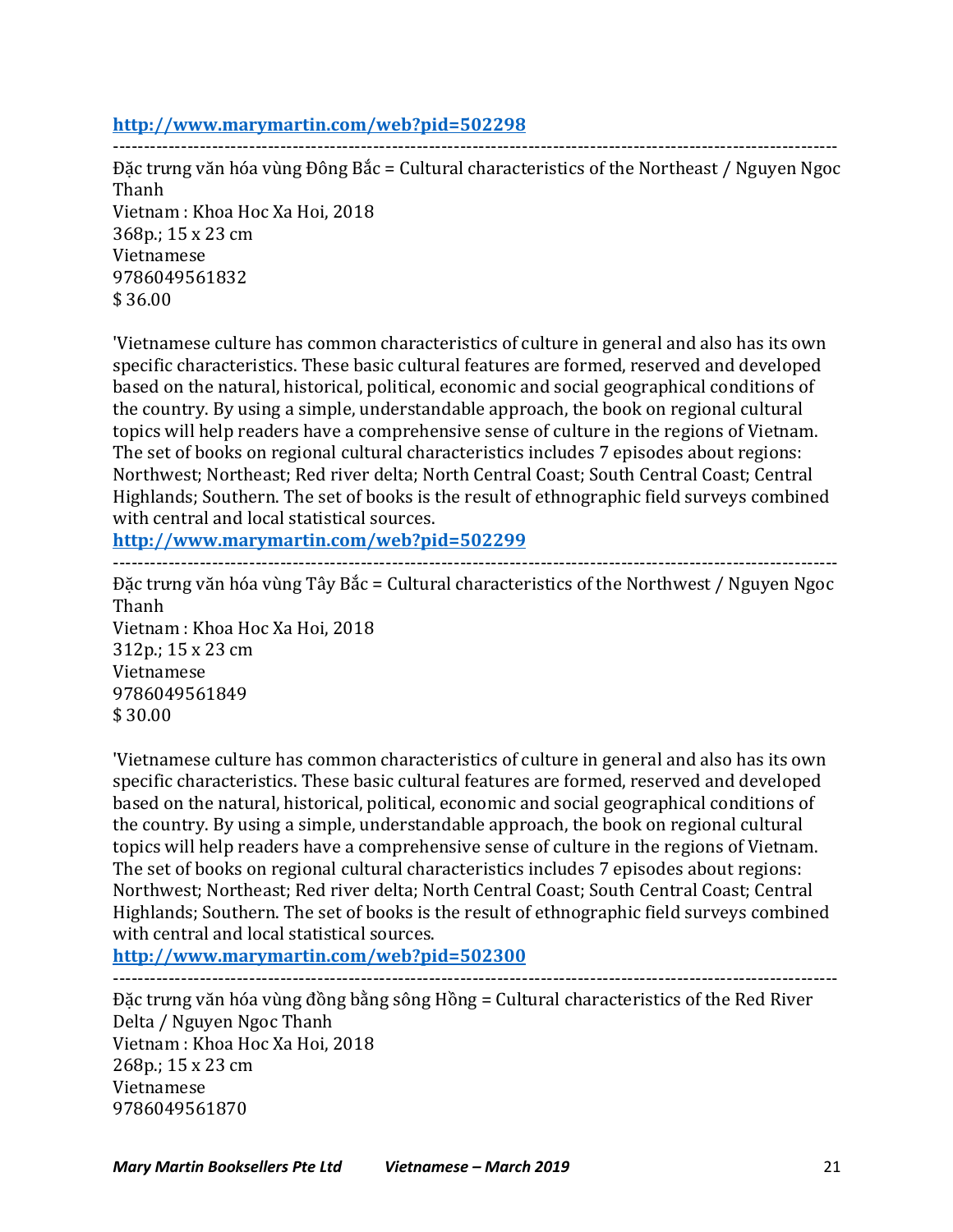**http://www.marymartin.com/web?pid=502298**

---

Đặc trưng văn hóa vùng Đông Bắc = Cultural characteristics of the Northeast / Nguyen Ngoc Thanh
Vietnam : Khoa Hoc Xa Hoi, 2018
368p.; 15 x 23 cm
Vietnamese
9786049561832
$ 36.00

'Vietnamese culture has common characteristics of culture in general and also has its own specific characteristics. These basic cultural features are formed, reserved and developed based on the natural, historical, political, economic and social geographical conditions of the country. By using a simple, understandable approach, the book on regional cultural topics will help readers have a comprehensive sense of culture in the regions of Vietnam. The set of books on regional cultural characteristics includes 7 episodes about regions: Northwest; Northeast; Red river delta; North Central Coast; South Central Coast; Central Highlands; Southern. The set of books is the result of ethnographic field surveys combined with central and local statistical sources.
**http://www.marymartin.com/web?pid=502299**

---

Đặc trưng văn hóa vùng Tây Bắc = Cultural characteristics of the Northwest / Nguyen Ngoc Thanh
Vietnam : Khoa Hoc Xa Hoi, 2018
312p.; 15 x 23 cm
Vietnamese
9786049561849
$ 30.00

'Vietnamese culture has common characteristics of culture in general and also has its own specific characteristics. These basic cultural features are formed, reserved and developed based on the natural, historical, political, economic and social geographical conditions of the country. By using a simple, understandable approach, the book on regional cultural topics will help readers have a comprehensive sense of culture in the regions of Vietnam. The set of books on regional cultural characteristics includes 7 episodes about regions: Northwest; Northeast; Red river delta; North Central Coast; South Central Coast; Central Highlands; Southern. The set of books is the result of ethnographic field surveys combined with central and local statistical sources.
**http://www.marymartin.com/web?pid=502300**

---

Đặc trưng văn hóa vùng đồng bằng sông Hồng = Cultural characteristics of the Red River Delta / Nguyen Ngoc Thanh
Vietnam : Khoa Hoc Xa Hoi, 2018
268p.; 15 x 23 cm
Vietnamese
9786049561870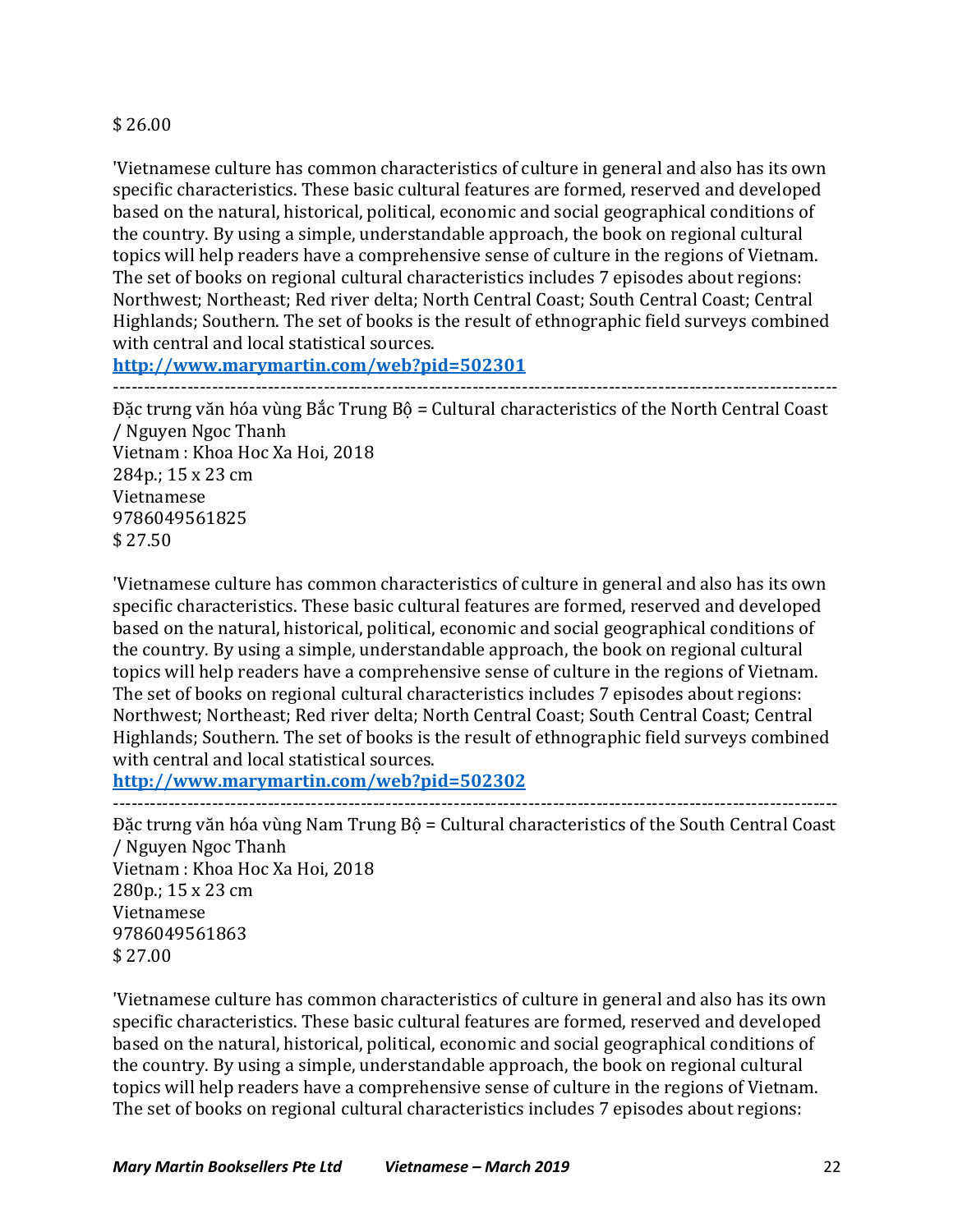$ 26.00

'Vietnamese culture has common characteristics of culture in general and also has its own specific characteristics. These basic cultural features are formed, reserved and developed based on the natural, historical, political, economic and social geographical conditions of the country. By using a simple, understandable approach, the book on regional cultural topics will help readers have a comprehensive sense of culture in the regions of Vietnam. The set of books on regional cultural characteristics includes 7 episodes about regions: Northwest; Northeast; Red river delta; North Central Coast; South Central Coast; Central Highlands; Southern. The set of books is the result of ethnographic field surveys combined with central and local statistical sources.

**http://www.marymartin.com/web?pid=502301**

---

Đặc trưng văn hóa vùng Bắc Trung Bộ = Cultural characteristics of the North Central Coast / Nguyen Ngoc Thanh
Vietnam : Khoa Hoc Xa Hoi, 2018
284p.; 15 x 23 cm
Vietnamese
9786049561825
$ 27.50

'Vietnamese culture has common characteristics of culture in general and also has its own specific characteristics. These basic cultural features are formed, reserved and developed based on the natural, historical, political, economic and social geographical conditions of the country. By using a simple, understandable approach, the book on regional cultural topics will help readers have a comprehensive sense of culture in the regions of Vietnam. The set of books on regional cultural characteristics includes 7 episodes about regions: Northwest; Northeast; Red river delta; North Central Coast; South Central Coast; Central Highlands; Southern. The set of books is the result of ethnographic field surveys combined with central and local statistical sources.

**http://www.marymartin.com/web?pid=502302**

---

Đặc trưng văn hóa vùng Nam Trung Bộ = Cultural characteristics of the South Central Coast / Nguyen Ngoc Thanh
Vietnam : Khoa Hoc Xa Hoi, 2018
280p.; 15 x 23 cm
Vietnamese
9786049561863
$ 27.00

'Vietnamese culture has common characteristics of culture in general and also has its own specific characteristics. These basic cultural features are formed, reserved and developed based on the natural, historical, political, economic and social geographical conditions of the country. By using a simple, understandable approach, the book on regional cultural topics will help readers have a comprehensive sense of culture in the regions of Vietnam. The set of books on regional cultural characteristics includes 7 episodes about regions: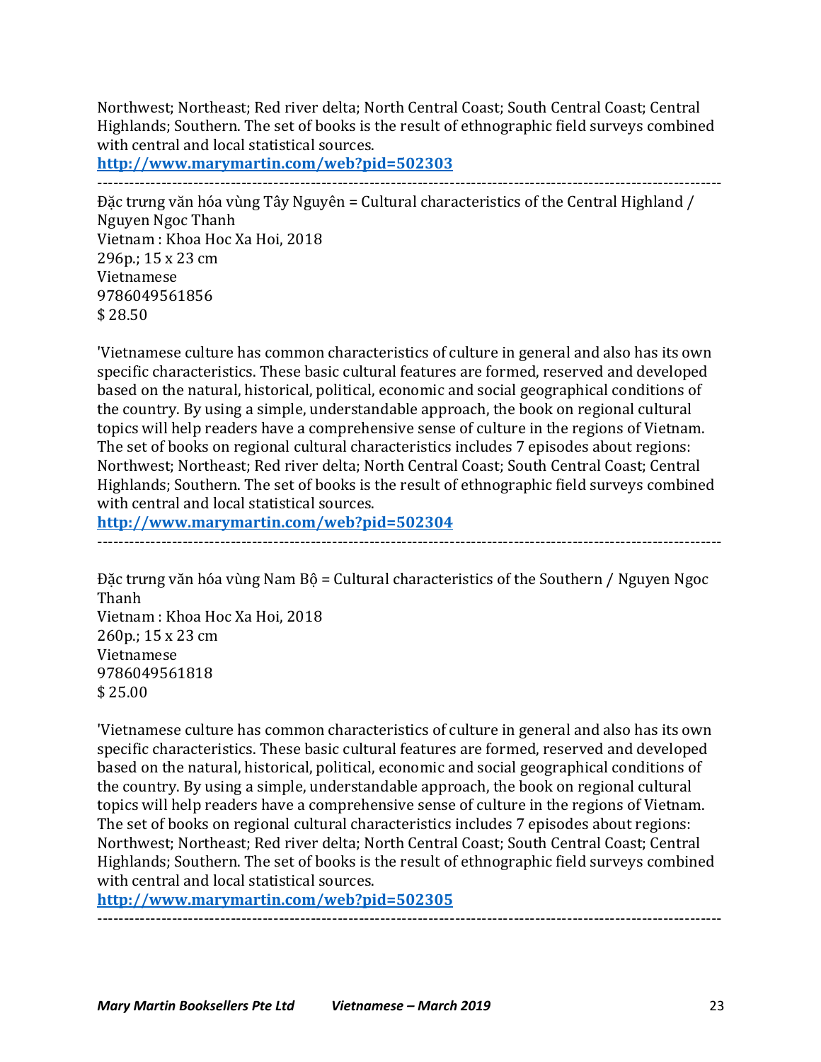Northwest; Northeast; Red river delta; North Central Coast; South Central Coast; Central Highlands; Southern. The set of books is the result of ethnographic field surveys combined with central and local statistical sources.

**http://www.marymartin.com/web?pid=502303**

---

Đặc trưng văn hóa vùng Tây Nguyên = Cultural characteristics of the Central Highland / Nguyen Ngoc Thanh
Vietnam : Khoa Hoc Xa Hoi, 2018
296p.; 15 x 23 cm
Vietnamese
9786049561856
$ 28.50

'Vietnamese culture has common characteristics of culture in general and also has its own specific characteristics. These basic cultural features are formed, reserved and developed based on the natural, historical, political, economic and social geographical conditions of the country. By using a simple, understandable approach, the book on regional cultural topics will help readers have a comprehensive sense of culture in the regions of Vietnam. The set of books on regional cultural characteristics includes 7 episodes about regions: Northwest; Northeast; Red river delta; North Central Coast; South Central Coast; Central Highlands; Southern. The set of books is the result of ethnographic field surveys combined with central and local statistical sources.

**http://www.marymartin.com/web?pid=502304**

---

Đặc trưng văn hóa vùng Nam Bộ = Cultural characteristics of the Southern / Nguyen Ngoc Thanh
Vietnam : Khoa Hoc Xa Hoi, 2018
260p.; 15 x 23 cm
Vietnamese
9786049561818
$ 25.00

'Vietnamese culture has common characteristics of culture in general and also has its own specific characteristics. These basic cultural features are formed, reserved and developed based on the natural, historical, political, economic and social geographical conditions of the country. By using a simple, understandable approach, the book on regional cultural topics will help readers have a comprehensive sense of culture in the regions of Vietnam. The set of books on regional cultural characteristics includes 7 episodes about regions: Northwest; Northeast; Red river delta; North Central Coast; South Central Coast; Central Highlands; Southern. The set of books is the result of ethnographic field surveys combined with central and local statistical sources.

**http://www.marymartin.com/web?pid=502305**

---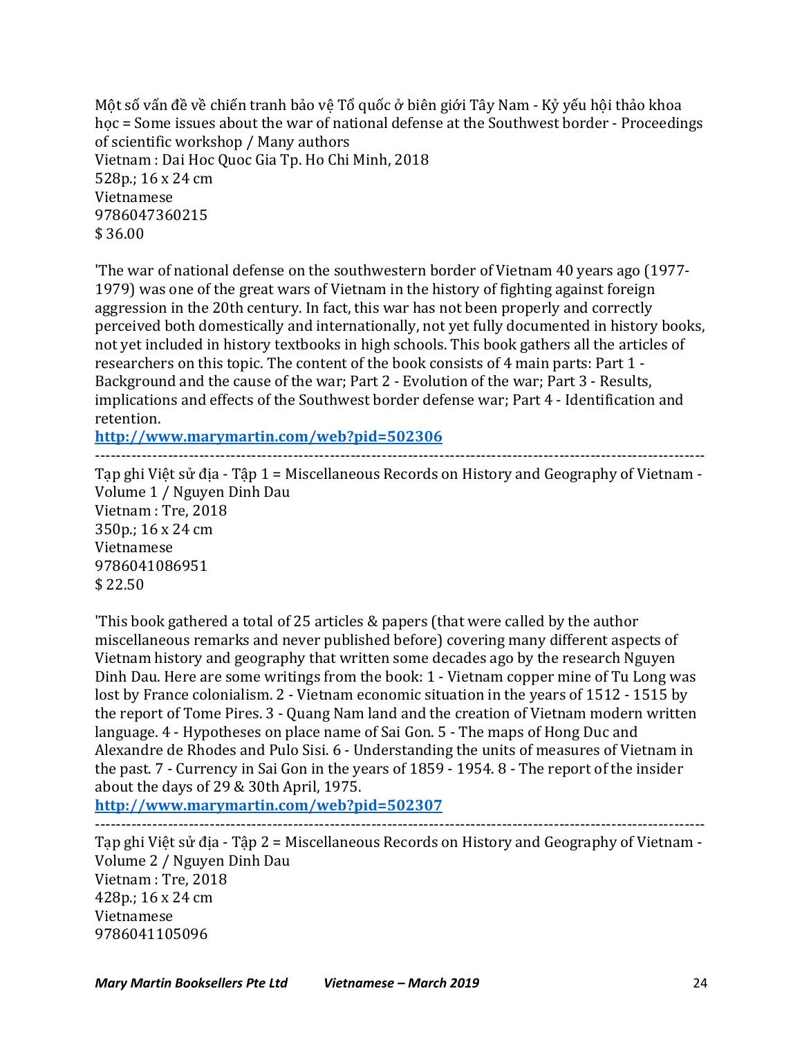Một số vấn đề về chiến tranh bảo vệ Tổ quốc ở biên giới Tây Nam - Kỷ yếu hội thảo khoa học = Some issues about the war of national defense at the Southwest border - Proceedings of scientific workshop / Many authors
Vietnam : Dai Hoc Quoc Gia Tp. Ho Chi Minh, 2018
528p.; 16 x 24 cm
Vietnamese
9786047360215
$ 36.00

'The war of national defense on the southwestern border of Vietnam 40 years ago (1977-1979) was one of the great wars of Vietnam in the history of fighting against foreign aggression in the 20th century. In fact, this war has not been properly and correctly perceived both domestically and internationally, not yet fully documented in history books, not yet included in history textbooks in high schools. This book gathers all the articles of researchers on this topic. The content of the book consists of 4 main parts: Part 1 - Background and the cause of the war; Part 2 - Evolution of the war; Part 3 - Results, implications and effects of the Southwest border defense war; Part 4 - Identification and retention.

**http://www.marymartin.com/web?pid=502306**

---

Tạp ghi Việt sử địa - Tập 1 = Miscellaneous Records on History and Geography of Vietnam - Volume 1 / Nguyen Dinh Dau
Vietnam : Tre, 2018
350p.; 16 x 24 cm
Vietnamese
9786041086951
$ 22.50

'This book gathered a total of 25 articles & papers (that were called by the author miscellaneous remarks and never published before) covering many different aspects of Vietnam history and geography that written some decades ago by the research Nguyen Dinh Dau. Here are some writings from the book: 1 - Vietnam copper mine of Tu Long was lost by France colonialism. 2 - Vietnam economic situation in the years of 1512 - 1515 by the report of Tome Pires. 3 - Quang Nam land and the creation of Vietnam modern written language. 4 - Hypotheses on place name of Sai Gon. 5 - The maps of Hong Duc and Alexandre de Rhodes and Pulo Sisi. 6 - Understanding the units of measures of Vietnam in the past. 7 - Currency in Sai Gon in the years of 1859 - 1954. 8 - The report of the insider about the days of 29 & 30th April, 1975.

**http://www.marymartin.com/web?pid=502307**

---

Tạp ghi Việt sử địa - Tập 2 = Miscellaneous Records on History and Geography of Vietnam - Volume 2 / Nguyen Dinh Dau
Vietnam : Tre, 2018
428p.; 16 x 24 cm
Vietnamese
9786041105096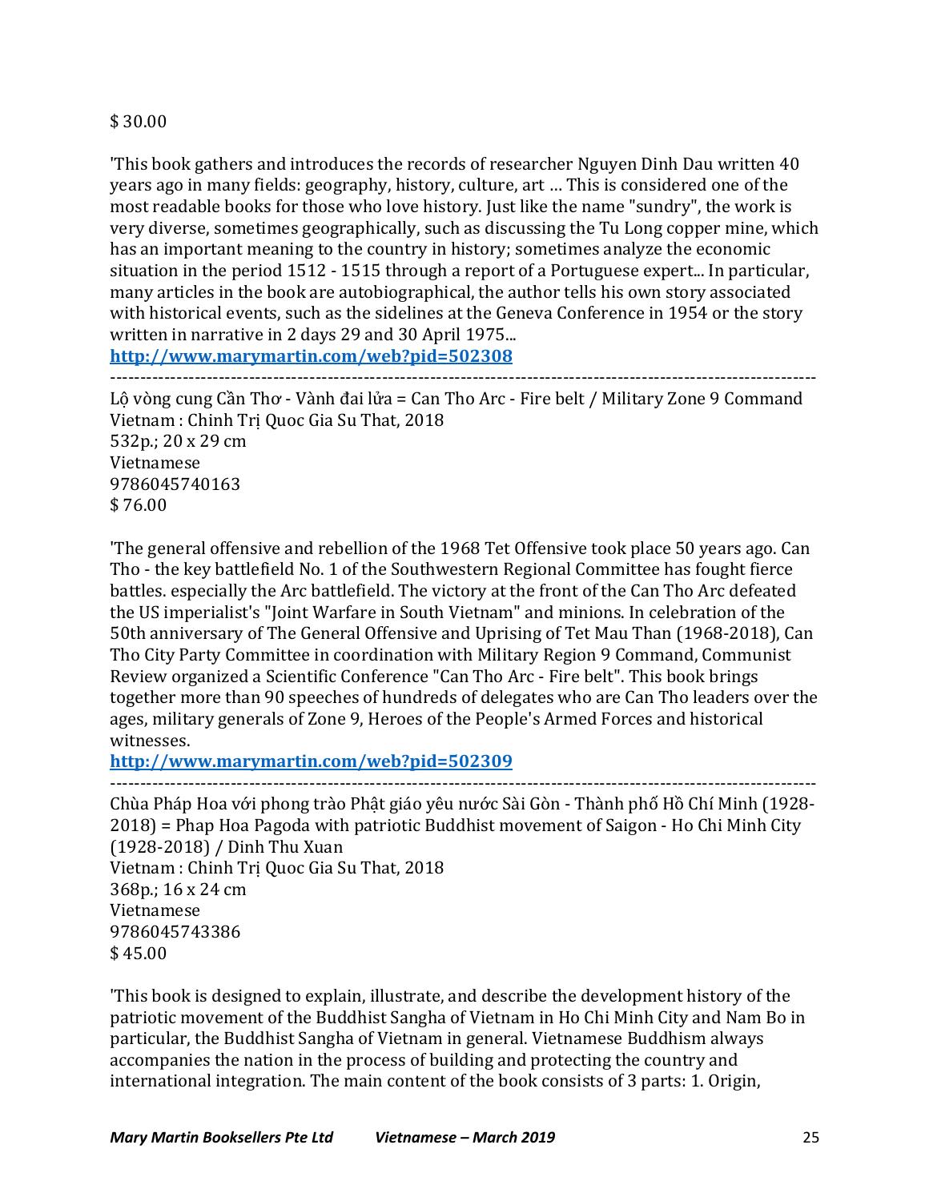$ 30.00

'This book gathers and introduces the records of researcher Nguyen Dinh Dau written 40 years ago in many fields: geography, history, culture, art … This is considered one of the most readable books for those who love history. Just like the name "sundry", the work is very diverse, sometimes geographically, such as discussing the Tu Long copper mine, which has an important meaning to the country in history; sometimes analyze the economic situation in the period 1512 - 1515 through a report of a Portuguese expert... In particular, many articles in the book are autobiographical, the author tells his own story associated with historical events, such as the sidelines at the Geneva Conference in 1954 or the story written in narrative in 2 days 29 and 30 April 1975...

**http://www.marymartin.com/web?pid=502308**

---

Lộ vòng cung Cần Thơ - Vành đai lửa = Can Tho Arc - Fire belt / Military Zone 9 Command
Vietnam : Chinh Trị Quoc Gia Su That, 2018
532p.; 20 x 29 cm
Vietnamese
9786045740163
$ 76.00

'The general offensive and rebellion of the 1968 Tet Offensive took place 50 years ago. Can Tho - the key battlefield No. 1 of the Southwestern Regional Committee has fought fierce battles. especially the Arc battlefield. The victory at the front of the Can Tho Arc defeated the US imperialist's "Joint Warfare in South Vietnam" and minions. In celebration of the 50th anniversary of The General Offensive and Uprising of Tet Mau Than (1968-2018), Can Tho City Party Committee in coordination with Military Region 9 Command, Communist Review organized a Scientific Conference "Can Tho Arc - Fire belt". This book brings together more than 90 speeches of hundreds of delegates who are Can Tho leaders over the ages, military generals of Zone 9, Heroes of the People's Armed Forces and historical witnesses.

**http://www.marymartin.com/web?pid=502309**

---

Chùa Pháp Hoa với phong trào Phật giáo yêu nước Sài Gòn - Thành phố Hồ Chí Minh (1928-2018) = Phap Hoa Pagoda with patriotic Buddhist movement of Saigon - Ho Chi Minh City (1928-2018) / Dinh Thu Xuan
Vietnam : Chinh Trị Quoc Gia Su That, 2018
368p.; 16 x 24 cm
Vietnamese
9786045743386
$ 45.00

'This book is designed to explain, illustrate, and describe the development history of the patriotic movement of the Buddhist Sangha of Vietnam in Ho Chi Minh City and Nam Bo in particular, the Buddhist Sangha of Vietnam in general. Vietnamese Buddhism always accompanies the nation in the process of building and protecting the country and international integration. The main content of the book consists of 3 parts: 1. Origin,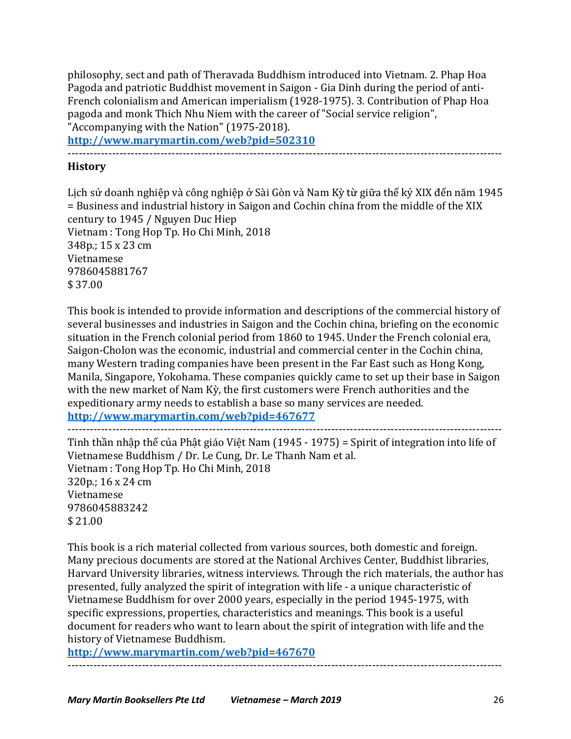philosophy, sect and path of Theravada Buddhism introduced into Vietnam. 2. Phap Hoa Pagoda and patriotic Buddhist movement in Saigon - Gia Dinh during the period of anti-French colonialism and American imperialism (1928-1975). 3. Contribution of Phap Hoa pagoda and monk Thich Nhu Niem with the career of "Social service religion", "Accompanying with the Nation" (1975-2018).
**http://www.marymartin.com/web?pid=502310**

---

**History**

Lịch sử doanh nghiệp và công nghiệp ở Sài Gòn và Nam Kỳ từ giữa thế kỷ XIX đến năm 1945 = Business and industrial history in Saigon and Cochin china from the middle of the XIX century to 1945 / Nguyen Duc Hiep
Vietnam : Tong Hop Tp. Ho Chi Minh, 2018
348p.; 15 x 23 cm
Vietnamese
9786045881767
$ 37.00

This book is intended to provide information and descriptions of the commercial history of several businesses and industries in Saigon and the Cochin china, briefing on the economic situation in the French colonial period from 1860 to 1945. Under the French colonial era, Saigon-Cholon was the economic, industrial and commercial center in the Cochin china, many Western trading companies have been present in the Far East such as Hong Kong, Manila, Singapore, Yokohama. These companies quickly came to set up their base in Saigon with the new market of Nam Kỳ, the first customers were French authorities and the expeditionary army needs to establish a base so many services are needed.
**http://www.marymartin.com/web?pid=467677**

---

Tinh thần nhập thế của Phật giáo Việt Nam (1945 - 1975) = Spirit of integration into life of Vietnamese Buddhism / Dr. Le Cung, Dr. Le Thanh Nam et al.
Vietnam : Tong Hop Tp. Ho Chi Minh, 2018
320p.; 16 x 24 cm
Vietnamese
9786045883242
$ 21.00

This book is a rich material collected from various sources, both domestic and foreign. Many precious documents are stored at the National Archives Center, Buddhist libraries, Harvard University libraries, witness interviews. Through the rich materials, the author has presented, fully analyzed the spirit of integration with life - a unique characteristic of Vietnamese Buddhism for over 2000 years, especially in the period 1945-1975, with specific expressions, properties, characteristics and meanings. This book is a useful document for readers who want to learn about the spirit of integration with life and the history of Vietnamese Buddhism.
**http://www.marymartin.com/web?pid=467670**

---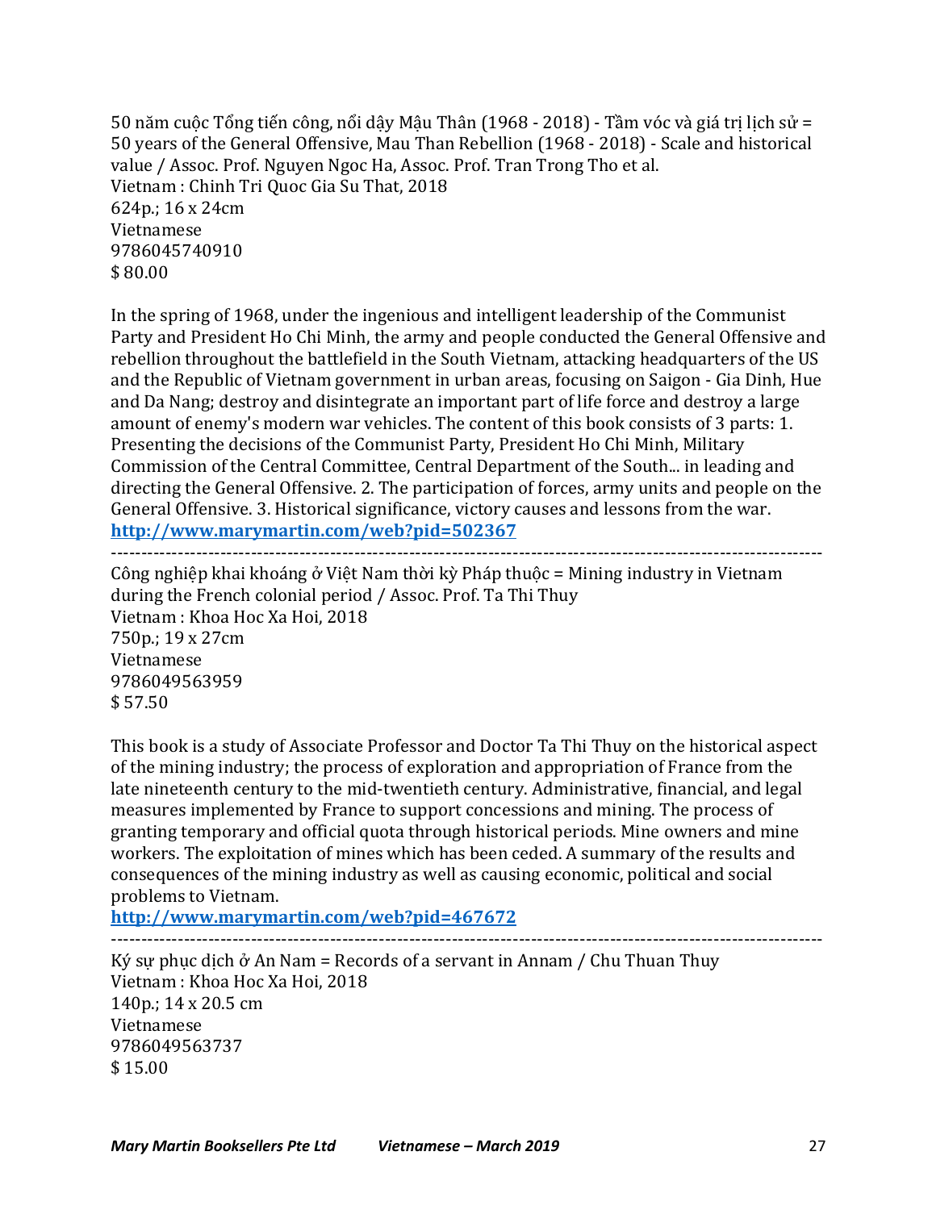50 năm cuộc Tổng tiến công, nổi dậy Mậu Thân (1968 - 2018) - Tầm vóc và giá trị lịch sử = 50 years of the General Offensive, Mau Than Rebellion (1968 - 2018) - Scale and historical value / Assoc. Prof. Nguyen Ngoc Ha, Assoc. Prof. Tran Trong Tho et al.
Vietnam : Chinh Tri Quoc Gia Su That, 2018
624p.; 16 x 24cm
Vietnamese
9786045740910
$ 80.00

In the spring of 1968, under the ingenious and intelligent leadership of the Communist Party and President Ho Chi Minh, the army and people conducted the General Offensive and rebellion throughout the battlefield in the South Vietnam, attacking headquarters of the US and the Republic of Vietnam government in urban areas, focusing on Saigon - Gia Dinh, Hue and Da Nang; destroy and disintegrate an important part of life force and destroy a large amount of enemy's modern war vehicles. The content of this book consists of 3 parts: 1. Presenting the decisions of the Communist Party, President Ho Chi Minh, Military Commission of the Central Committee, Central Department of the South... in leading and directing the General Offensive. 2. The participation of forces, army units and people on the General Offensive. 3. Historical significance, victory causes and lessons from the war.
**http://www.marymartin.com/web?pid=502367**

---

Công nghiệp khai khoáng ở Việt Nam thời kỳ Pháp thuộc = Mining industry in Vietnam during the French colonial period / Assoc. Prof. Ta Thi Thuy
Vietnam : Khoa Hoc Xa Hoi, 2018
750p.; 19 x 27cm
Vietnamese
9786049563959
$ 57.50

This book is a study of Associate Professor and Doctor Ta Thi Thuy on the historical aspect of the mining industry; the process of exploration and appropriation of France from the late nineteenth century to the mid-twentieth century. Administrative, financial, and legal measures implemented by France to support concessions and mining. The process of granting temporary and official quota through historical periods. Mine owners and mine workers. The exploitation of mines which has been ceded. A summary of the results and consequences of the mining industry as well as causing economic, political and social problems to Vietnam.
**http://www.marymartin.com/web?pid=467672**

---

Ký sự phục dịch ở An Nam = Records of a servant in Annam / Chu Thuan Thuy
Vietnam : Khoa Hoc Xa Hoi, 2018
140p.; 14 x 20.5 cm
Vietnamese
9786049563737
$ 15.00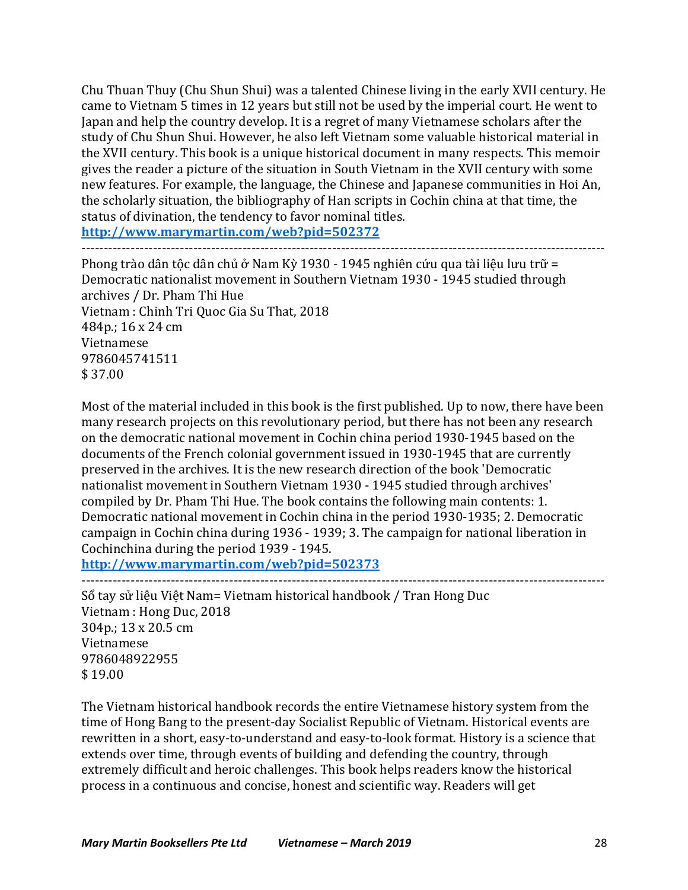Chu Thuan Thuy (Chu Shun Shui) was a talented Chinese living in the early XVII century. He came to Vietnam 5 times in 12 years but still not be used by the imperial court. He went to Japan and help the country develop. It is a regret of many Vietnamese scholars after the study of Chu Shun Shui. However, he also left Vietnam some valuable historical material in the XVII century. This book is a unique historical document in many respects. This memoir gives the reader a picture of the situation in South Vietnam in the XVII century with some new features. For example, the language, the Chinese and Japanese communities in Hoi An, the scholarly situation, the bibliography of Han scripts in Cochin china at that time, the status of divination, the tendency to favor nominal titles.
**http://www.marymartin.com/web?pid=502372**

---

Phong trào dân tộc dân chủ ở Nam Kỳ 1930 - 1945 nghiên cứu qua tài liệu lưu trữ = Democratic nationalist movement in Southern Vietnam 1930 - 1945 studied through archives / Dr. Pham Thi Hue
Vietnam : Chinh Tri Quoc Gia Su That, 2018
484p.; 16 x 24 cm
Vietnamese
9786045741511
$ 37.00

Most of the material included in this book is the first published. Up to now, there have been many research projects on this revolutionary period, but there has not been any research on the democratic national movement in Cochin china period 1930-1945 based on the documents of the French colonial government issued in 1930-1945 that are currently preserved in the archives. It is the new research direction of the book 'Democratic nationalist movement in Southern Vietnam 1930 - 1945 studied through archives' compiled by Dr. Pham Thi Hue. The book contains the following main contents: 1. Democratic national movement in Cochin china in the period 1930-1935; 2. Democratic campaign in Cochin china during 1936 - 1939; 3. The campaign for national liberation in Cochinchina during the period 1939 - 1945.
**http://www.marymartin.com/web?pid=502373**

---

Sổ tay sử liệu Việt Nam= Vietnam historical handbook / Tran Hong Duc
Vietnam : Hong Duc, 2018
304p.; 13 x 20.5 cm
Vietnamese
9786048922955
$ 19.00

The Vietnam historical handbook records the entire Vietnamese history system from the time of Hong Bang to the present-day Socialist Republic of Vietnam. Historical events are rewritten in a short, easy-to-understand and easy-to-look format. History is a science that extends over time, through events of building and defending the country, through extremely difficult and heroic challenges. This book helps readers know the historical process in a continuous and concise, honest and scientific way. Readers will get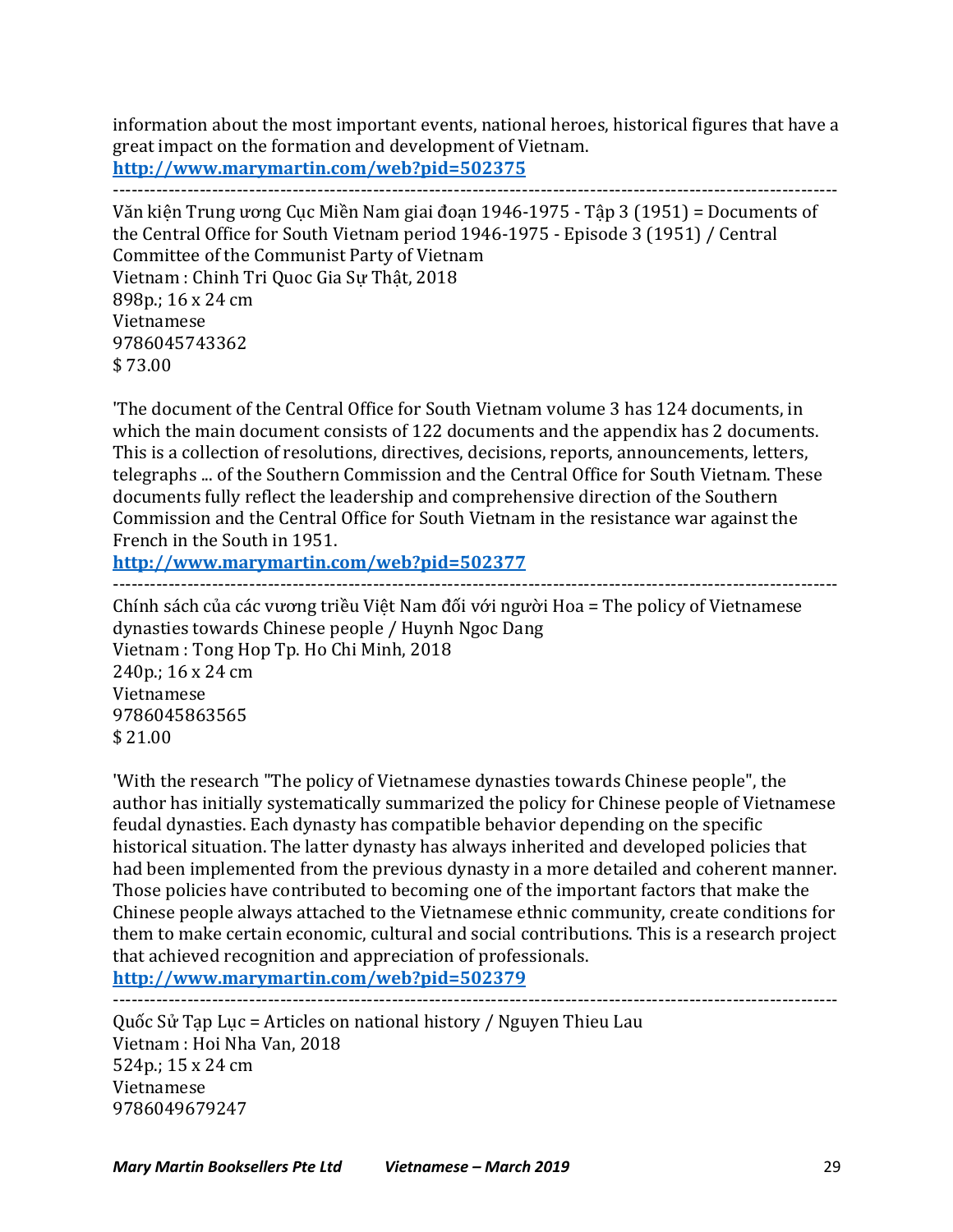information about the most important events, national heroes, historical figures that have a great impact on the formation and development of Vietnam.
**http://www.marymartin.com/web?pid=502375**

------------------------------------------------------------------------------------------------------------------

Văn kiện Trung ương Cục Miền Nam giai đoạn 1946-1975 - Tập 3 (1951) = Documents of the Central Office for South Vietnam period 1946-1975 - Episode 3 (1951) / Central Committee of the Communist Party of Vietnam
Vietnam : Chinh Tri Quoc Gia Sự Thật, 2018
898p.; 16 x 24 cm
Vietnamese
9786045743362
$ 73.00

'The document of the Central Office for South Vietnam volume 3 has 124 documents, in which the main document consists of 122 documents and the appendix has 2 documents. This is a collection of resolutions, directives, decisions, reports, announcements, letters, telegraphs ... of the Southern Commission and the Central Office for South Vietnam. These documents fully reflect the leadership and comprehensive direction of the Southern Commission and the Central Office for South Vietnam in the resistance war against the French in the South in 1951.
**http://www.marymartin.com/web?pid=502377**

------------------------------------------------------------------------------------------------------------------

Chính sách của các vương triều Việt Nam đối với người Hoa = The policy of Vietnamese dynasties towards Chinese people / Huynh Ngoc Dang
Vietnam : Tong Hop Tp. Ho Chi Minh, 2018
240p.; 16 x 24 cm
Vietnamese
9786045863565
$ 21.00

'With the research "The policy of Vietnamese dynasties towards Chinese people", the author has initially systematically summarized the policy for Chinese people of Vietnamese feudal dynasties. Each dynasty has compatible behavior depending on the specific historical situation. The latter dynasty has always inherited and developed policies that had been implemented from the previous dynasty in a more detailed and coherent manner. Those policies have contributed to becoming one of the important factors that make the Chinese people always attached to the Vietnamese ethnic community, create conditions for them to make certain economic, cultural and social contributions. This is a research project that achieved recognition and appreciation of professionals.
**http://www.marymartin.com/web?pid=502379**

------------------------------------------------------------------------------------------------------------------

Quốc Sử Tạp Lục = Articles on national history / Nguyen Thieu Lau
Vietnam : Hoi Nha Van, 2018
524p.; 15 x 24 cm
Vietnamese
9786049679247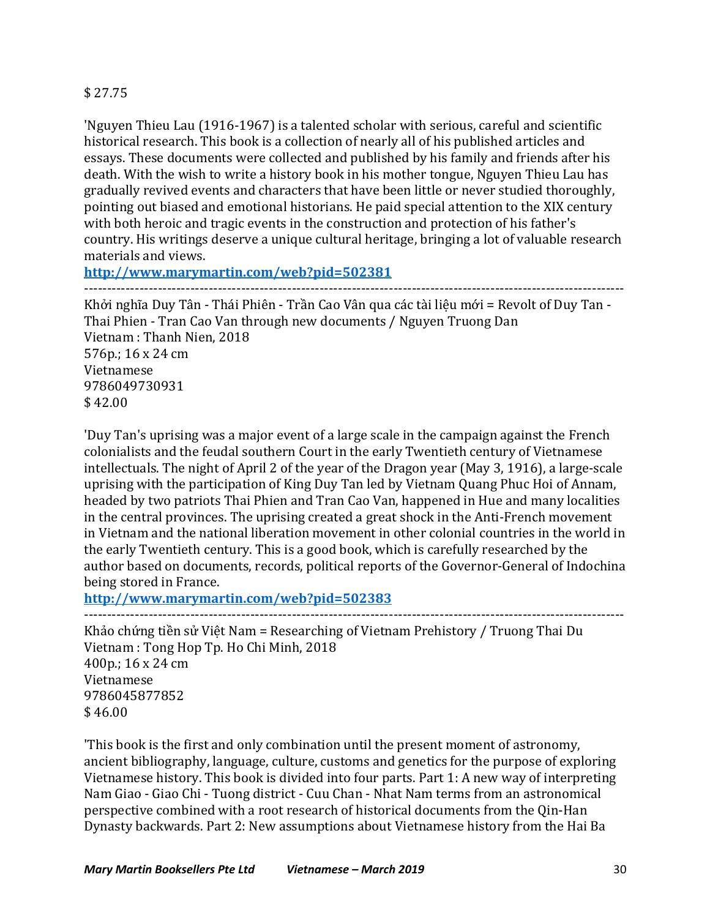$ 27.75

'Nguyen Thieu Lau (1916-1967) is a talented scholar with serious, careful and scientific historical research. This book is a collection of nearly all of his published articles and essays. These documents were collected and published by his family and friends after his death. With the wish to write a history book in his mother tongue, Nguyen Thieu Lau has gradually revived events and characters that have been little or never studied thoroughly, pointing out biased and emotional historians. He paid special attention to the XIX century with both heroic and tragic events in the construction and protection of his father's country. His writings deserve a unique cultural heritage, bringing a lot of valuable research materials and views.

**http://www.marymartin.com/web?pid=502381**

---

Khởi nghĩa Duy Tân - Thái Phiên - Trần Cao Vân qua các tài liệu mới = Revolt of Duy Tan - Thai Phien - Tran Cao Van through new documents / Nguyen Truong Dan
Vietnam : Thanh Nien, 2018
576p.; 16 x 24 cm
Vietnamese
9786049730931
$ 42.00

'Duy Tan's uprising was a major event of a large scale in the campaign against the French colonialists and the feudal southern Court in the early Twentieth century of Vietnamese intellectuals. The night of April 2 of the year of the Dragon year (May 3, 1916), a large-scale uprising with the participation of King Duy Tan led by Vietnam Quang Phuc Hoi of Annam, headed by two patriots Thai Phien and Tran Cao Van, happened in Hue and many localities in the central provinces. The uprising created a great shock in the Anti-French movement in Vietnam and the national liberation movement in other colonial countries in the world in the early Twentieth century. This is a good book, which is carefully researched by the author based on documents, records, political reports of the Governor-General of Indochina being stored in France.

**http://www.marymartin.com/web?pid=502383**

---

Khảo chứng tiền sử Việt Nam = Researching of Vietnam Prehistory / Truong Thai Du
Vietnam : Tong Hop Tp. Ho Chi Minh, 2018
400p.; 16 x 24 cm
Vietnamese
9786045877852
$ 46.00

'This book is the first and only combination until the present moment of astronomy, ancient bibliography, language, culture, customs and genetics for the purpose of exploring Vietnamese history. This book is divided into four parts. Part 1: A new way of interpreting Nam Giao - Giao Chi - Tuong district - Cuu Chan - Nhat Nam terms from an astronomical perspective combined with a root research of historical documents from the Qin-Han Dynasty backwards. Part 2: New assumptions about Vietnamese history from the Hai Ba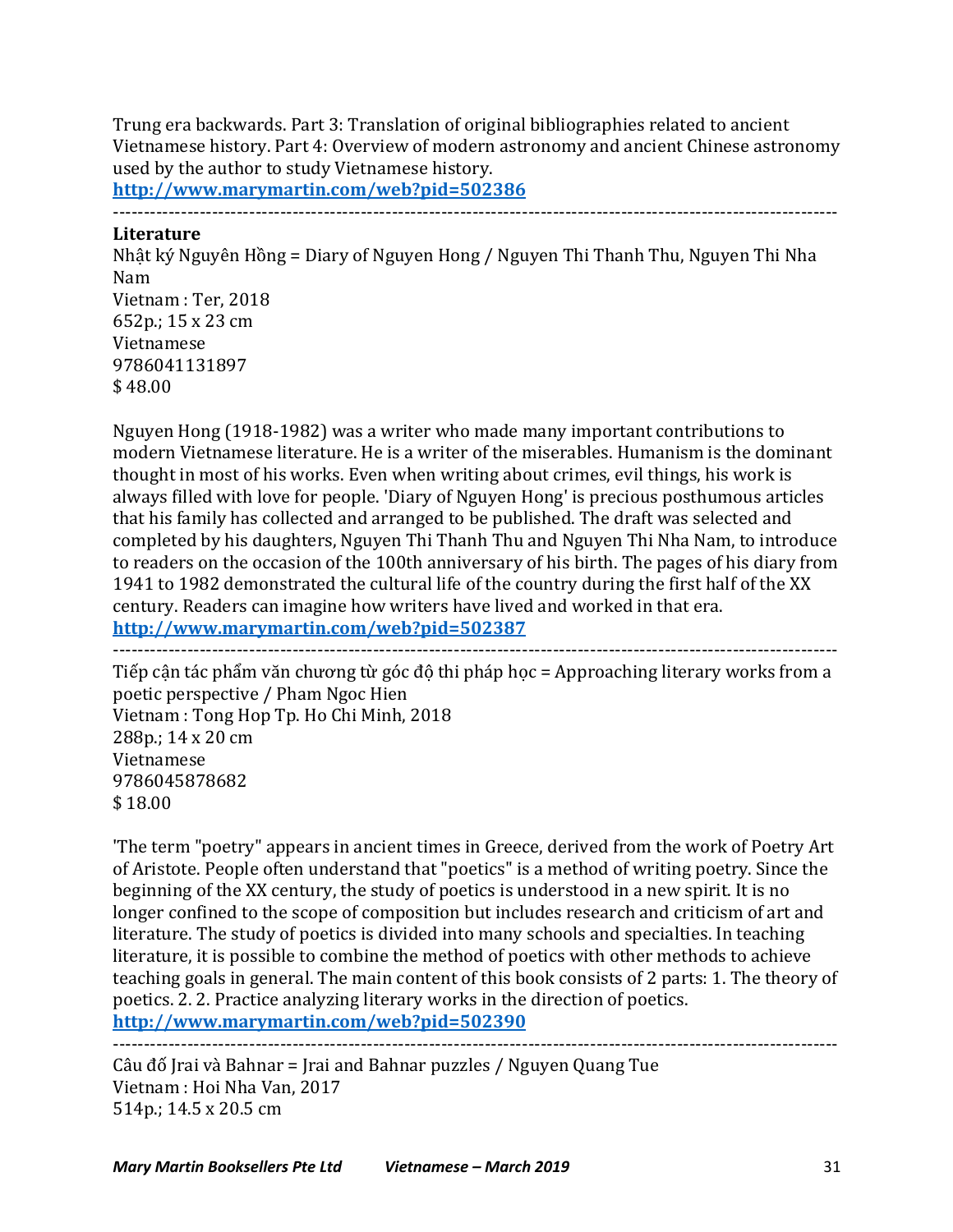Trung era backwards. Part 3: Translation of original bibliographies related to ancient Vietnamese history. Part 4: Overview of modern astronomy and ancient Chinese astronomy used by the author to study Vietnamese history.
**http://www.marymartin.com/web?pid=502386**

---

**Literature**

Nhật ký Nguyên Hồng = Diary of Nguyen Hong / Nguyen Thi Thanh Thu, Nguyen Thi Nha Nam
Vietnam : Ter, 2018
652p.; 15 x 23 cm
Vietnamese
9786041131897
$ 48.00

Nguyen Hong (1918-1982) was a writer who made many important contributions to modern Vietnamese literature. He is a writer of the miserables. Humanism is the dominant thought in most of his works. Even when writing about crimes, evil things, his work is always filled with love for people. 'Diary of Nguyen Hong' is precious posthumous articles that his family has collected and arranged to be published. The draft was selected and completed by his daughters, Nguyen Thi Thanh Thu and Nguyen Thi Nha Nam, to introduce to readers on the occasion of the 100th anniversary of his birth. The pages of his diary from 1941 to 1982 demonstrated the cultural life of the country during the first half of the XX century. Readers can imagine how writers have lived and worked in that era.
**http://www.marymartin.com/web?pid=502387**

---

Tiếp cận tác phẩm văn chương từ góc độ thi pháp học = Approaching literary works from a poetic perspective / Pham Ngoc Hien
Vietnam : Tong Hop Tp. Ho Chi Minh, 2018
288p.; 14 x 20 cm
Vietnamese
9786045878682
$ 18.00

'The term "poetry" appears in ancient times in Greece, derived from the work of Poetry Art of Aristote. People often understand that "poetics" is a method of writing poetry. Since the beginning of the XX century, the study of poetics is understood in a new spirit. It is no longer confined to the scope of composition but includes research and criticism of art and literature. The study of poetics is divided into many schools and specialties. In teaching literature, it is possible to combine the method of poetics with other methods to achieve teaching goals in general. The main content of this book consists of 2 parts: 1. The theory of poetics. 2. 2. Practice analyzing literary works in the direction of poetics.
**http://www.marymartin.com/web?pid=502390**

---

Câu đố Jrai và Bahnar = Jrai and Bahnar puzzles / Nguyen Quang Tue
Vietnam : Hoi Nha Van, 2017
514p.; 14.5 x 20.5 cm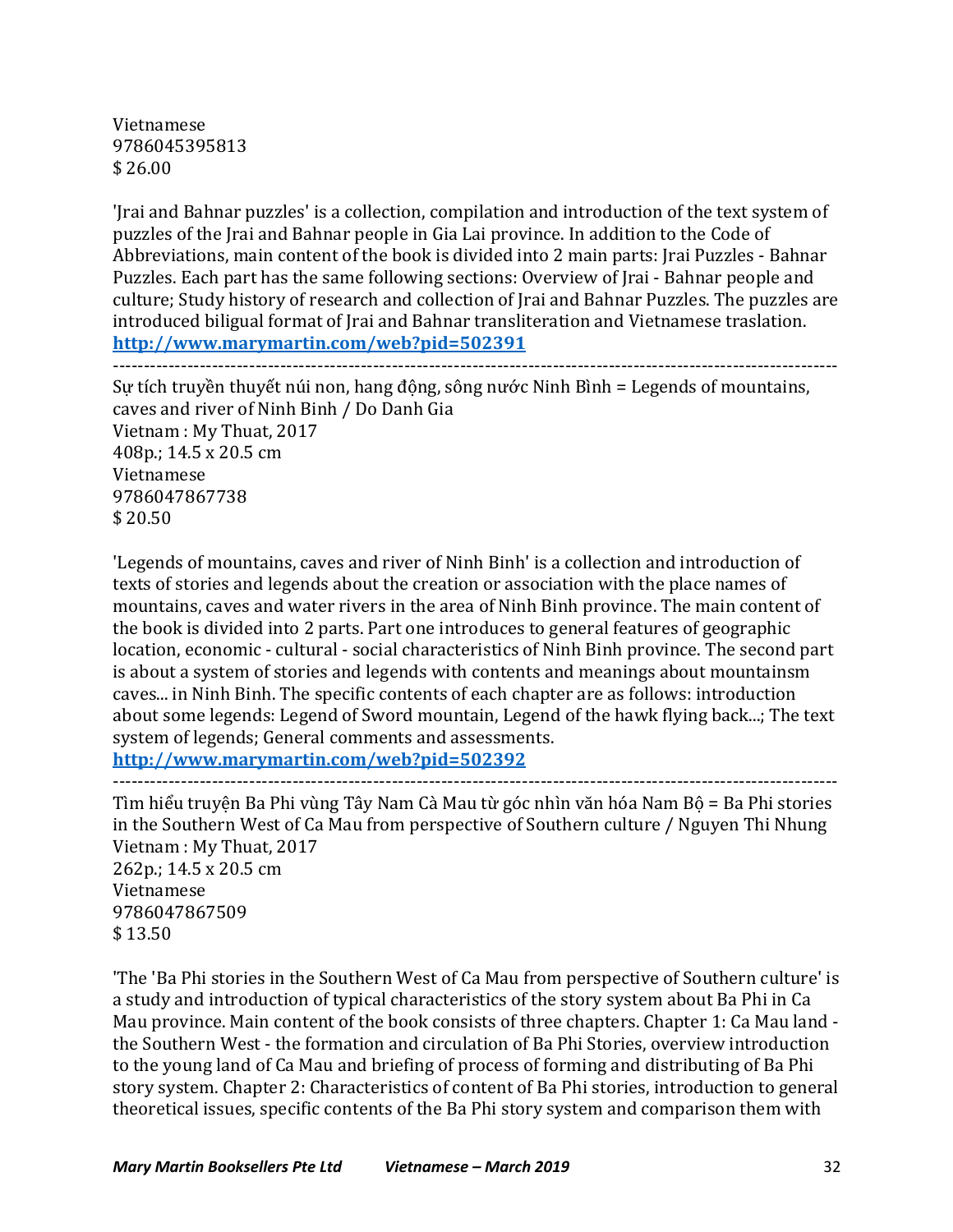Vietnamese
9786045395813
$ 26.00

'Jrai and Bahnar puzzles' is a collection, compilation and introduction of the text system of puzzles of the Jrai and Bahnar people in Gia Lai province. In addition to the Code of Abbreviations, main content of the book is divided into 2 main parts: Jrai Puzzles - Bahnar Puzzles. Each part has the same following sections: Overview of Jrai - Bahnar people and culture; Study history of research and collection of Jrai and Bahnar Puzzles. The puzzles are introduced biligual format of Jrai and Bahnar transliteration and Vietnamese traslation.
**http://www.marymartin.com/web?pid=502391**

---

Sự tích truyền thuyết núi non, hang động, sông nước Ninh Bình = Legends of mountains, caves and river of Ninh Binh / Do Danh Gia
Vietnam : My Thuat, 2017
408p.; 14.5 x 20.5 cm
Vietnamese
9786047867738
$ 20.50

'Legends of mountains, caves and river of Ninh Binh' is a collection and introduction of texts of stories and legends about the creation or association with the place names of mountains, caves and water rivers in the area of Ninh Binh province. The main content of the book is divided into 2 parts. Part one introduces to general features of geographic location, economic - cultural - social characteristics of Ninh Binh province. The second part is about a system of stories and legends with contents and meanings about mountainsm caves... in Ninh Binh. The specific contents of each chapter are as follows: introduction about some legends: Legend of Sword mountain, Legend of the hawk flying back...; The text system of legends; General comments and assessments.
**http://www.marymartin.com/web?pid=502392**

---

Tìm hiểu truyện Ba Phi vùng Tây Nam Cà Mau từ góc nhìn văn hóa Nam Bộ = Ba Phi stories in the Southern West of Ca Mau from perspective of Southern culture / Nguyen Thi Nhung
Vietnam : My Thuat, 2017
262p.; 14.5 x 20.5 cm
Vietnamese
9786047867509
$ 13.50

'The 'Ba Phi stories in the Southern West of Ca Mau from perspective of Southern culture' is a study and introduction of typical characteristics of the story system about Ba Phi in Ca Mau province. Main content of the book consists of three chapters. Chapter 1: Ca Mau land - the Southern West - the formation and circulation of Ba Phi Stories, overview introduction to the young land of Ca Mau and briefing of process of forming and distributing of Ba Phi story system. Chapter 2: Characteristics of content of Ba Phi stories, introduction to general theoretical issues, specific contents of the Ba Phi story system and comparison them with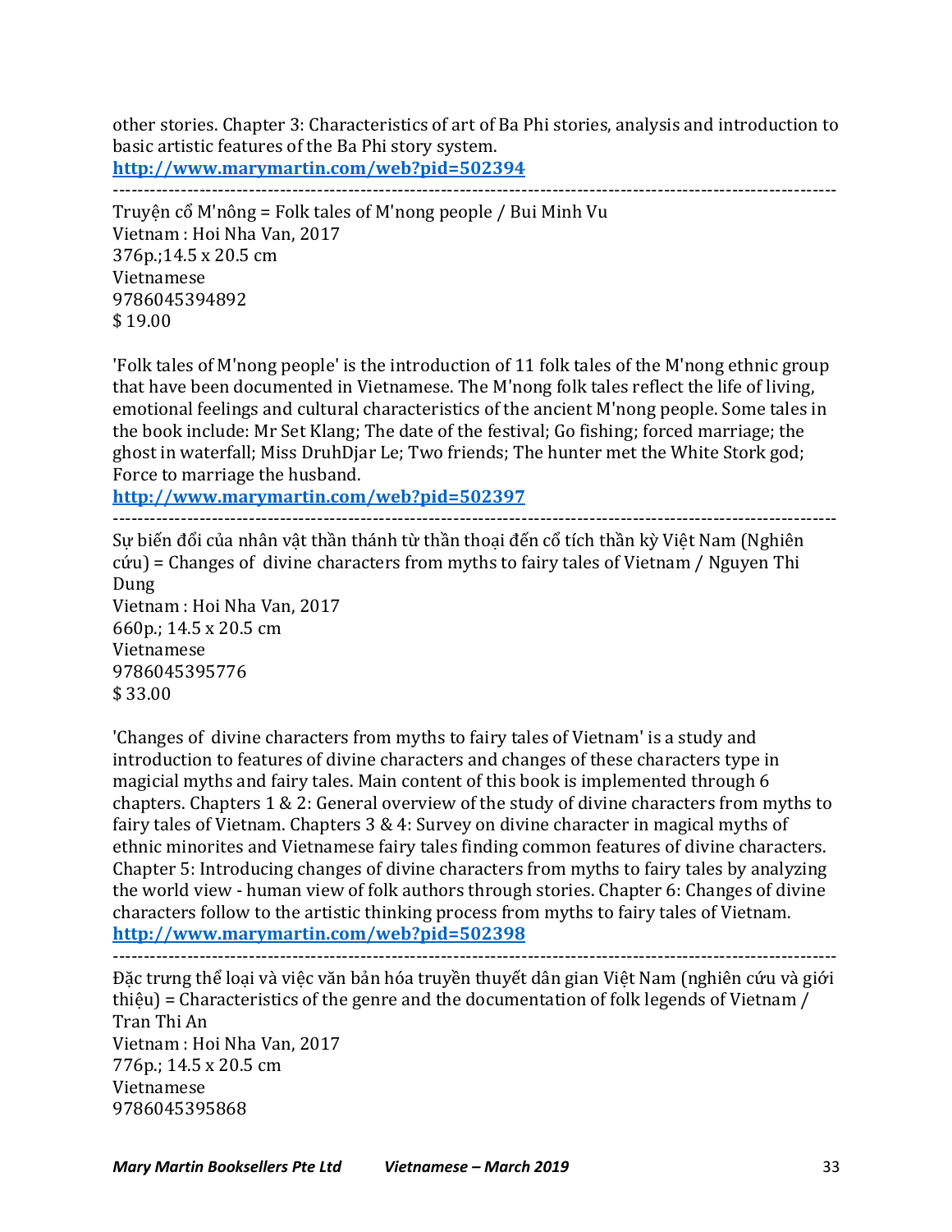other stories. Chapter 3: Characteristics of art of Ba Phi stories, analysis and introduction to basic artistic features of the Ba Phi story system.
**http://www.marymartin.com/web?pid=502394**

---

Truyện cổ M'nông = Folk tales of M'nong people / Bui Minh Vu
Vietnam : Hoi Nha Van, 2017
376p.;14.5 x 20.5 cm
Vietnamese
9786045394892
$ 19.00

'Folk tales of M'nong people' is the introduction of 11 folk tales of the M'nong ethnic group that have been documented in Vietnamese. The M'nong folk tales reflect the life of living, emotional feelings and cultural characteristics of the ancient M'nong people. Some tales in the book include: Mr Set Klang; The date of the festival; Go fishing; forced marriage; the ghost in waterfall; Miss DruhDjar Le; Two friends; The hunter met the White Stork god; Force to marriage the husband.
**http://www.marymartin.com/web?pid=502397**

---

Sự biến đổi của nhân vật thần thánh từ thần thoại đến cổ tích thần kỳ Việt Nam (Nghiên cứu) = Changes of divine characters from myths to fairy tales of Vietnam / Nguyen Thi Dung
Vietnam : Hoi Nha Van, 2017
660p.; 14.5 x 20.5 cm
Vietnamese
9786045395776
$ 33.00

'Changes of divine characters from myths to fairy tales of Vietnam' is a study and introduction to features of divine characters and changes of these characters type in magicial myths and fairy tales. Main content of this book is implemented through 6 chapters. Chapters 1 & 2: General overview of the study of divine characters from myths to fairy tales of Vietnam. Chapters 3 & 4: Survey on divine character in magical myths of ethnic minorites and Vietnamese fairy tales finding common features of divine characters. Chapter 5: Introducing changes of divine characters from myths to fairy tales by analyzing the world view - human view of folk authors through stories. Chapter 6: Changes of divine characters follow to the artistic thinking process from myths to fairy tales of Vietnam.
**http://www.marymartin.com/web?pid=502398**

---

Đặc trưng thể loại và việc văn bản hóa truyền thuyết dân gian Việt Nam (nghiên cứu và giới thiệu) = Characteristics of the genre and the documentation of folk legends of Vietnam / Tran Thi An
Vietnam : Hoi Nha Van, 2017
776p.; 14.5 x 20.5 cm
Vietnamese
9786045395868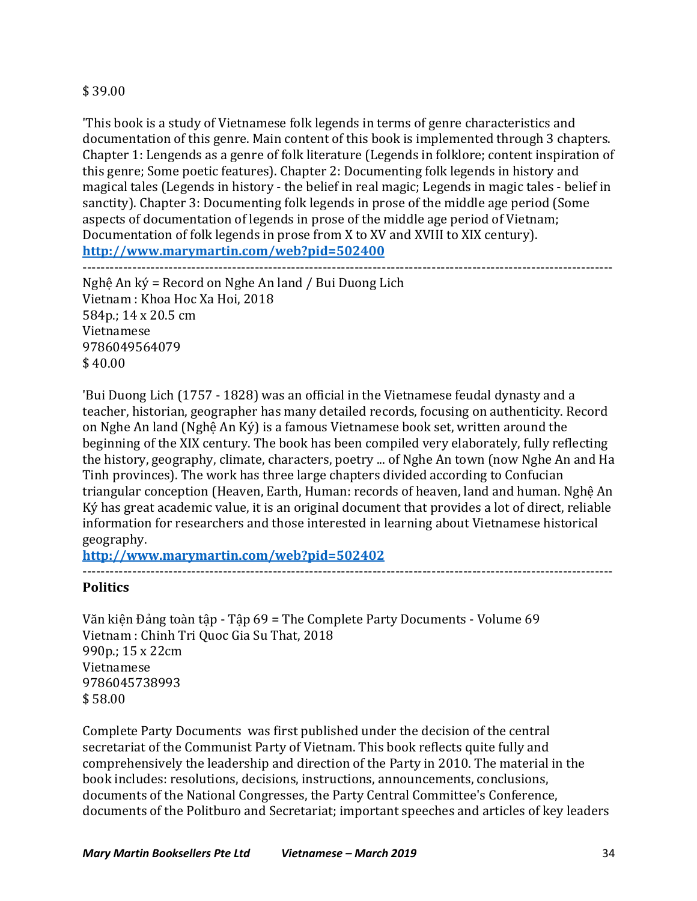$ 39.00

'This book is a study of Vietnamese folk legends in terms of genre characteristics and documentation of this genre. Main content of this book is implemented through 3 chapters. Chapter 1: Lengends as a genre of folk literature (Legends in folklore; content inspiration of this genre; Some poetic features). Chapter 2: Documenting folk legends in history and magical tales (Legends in history - the belief in real magic; Legends in magic tales - belief in sanctity). Chapter 3: Documenting folk legends in prose of the middle age period (Some aspects of documentation of legends in prose of the middle age period of Vietnam; Documentation of folk legends in prose from X to XV and XVIII to XIX century).
**http://www.marymartin.com/web?pid=502400**

---

Nghệ An ký = Record on Nghe An land / Bui Duong Lich
Vietnam : Khoa Hoc Xa Hoi, 2018
584p.; 14 x 20.5 cm
Vietnamese
9786049564079
$ 40.00

'Bui Duong Lich (1757 - 1828) was an official in the Vietnamese feudal dynasty and a teacher, historian, geographer has many detailed records, focusing on authenticity. Record on Nghe An land (Nghệ An Ký) is a famous Vietnamese book set, written around the beginning of the XIX century. The book has been compiled very elaborately, fully reflecting the history, geography, climate, characters, poetry ... of Nghe An town (now Nghe An and Ha Tinh provinces). The work has three large chapters divided according to Confucian triangular conception (Heaven, Earth, Human: records of heaven, land and human. Nghệ An Ký has great academic value, it is an original document that provides a lot of direct, reliable information for researchers and those interested in learning about Vietnamese historical geography.
**http://www.marymartin.com/web?pid=502402**

---

**Politics**

Văn kiện Đảng toàn tập - Tập 69 = The Complete Party Documents - Volume 69
Vietnam : Chinh Tri Quoc Gia Su That, 2018
990p.; 15 x 22cm
Vietnamese
9786045738993
$ 58.00

Complete Party Documents was first published under the decision of the central secretariat of the Communist Party of Vietnam. This book reflects quite fully and comprehensively the leadership and direction of the Party in 2010. The material in the book includes: resolutions, decisions, instructions, announcements, conclusions, documents of the National Congresses, the Party Central Committee's Conference, documents of the Politburo and Secretariat; important speeches and articles of key leaders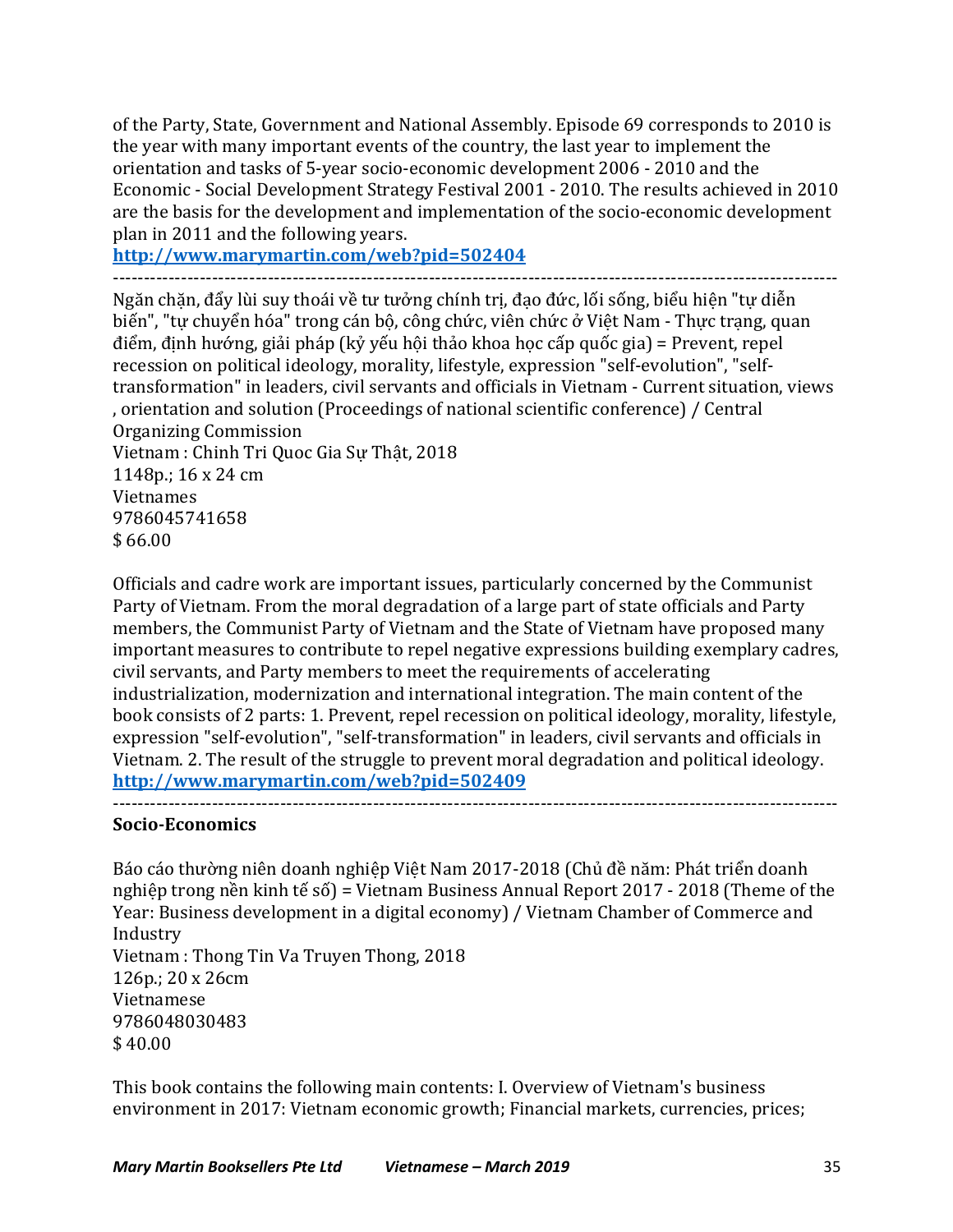of the Party, State, Government and National Assembly. Episode 69 corresponds to 2010 is the year with many important events of the country, the last year to implement the orientation and tasks of 5-year socio-economic development 2006 - 2010 and the Economic - Social Development Strategy Festival 2001 - 2010. The results achieved in 2010 are the basis for the development and implementation of the socio-economic development plan in 2011 and the following years.
**http://www.marymartin.com/web?pid=502404**

---

Ngăn chặn, đẩy lùi suy thoái về tư tưởng chính trị, đạo đức, lối sống, biểu hiện "tự diễn biến", "tự chuyển hóa" trong cán bộ, công chức, viên chức ở Việt Nam - Thực trạng, quan điểm, định hướng, giải pháp (kỷ yếu hội thảo khoa học cấp quốc gia) = Prevent, repel recession on political ideology, morality, lifestyle, expression "self-evolution", "self-transformation" in leaders, civil servants and officials in Vietnam - Current situation, views , orientation and solution (Proceedings of national scientific conference) / Central Organizing Commission
Vietnam : Chinh Tri Quoc Gia Sự Thật, 2018
1148p.; 16 x 24 cm
Vietnames
9786045741658
$ 66.00

Officials and cadre work are important issues, particularly concerned by the Communist Party of Vietnam. From the moral degradation of a large part of state officials and Party members, the Communist Party of Vietnam and the State of Vietnam have proposed many important measures to contribute to repel negative expressions building exemplary cadres, civil servants, and Party members to meet the requirements of accelerating industrialization, modernization and international integration. The main content of the book consists of 2 parts: 1. Prevent, repel recession on political ideology, morality, lifestyle, expression "self-evolution", "self-transformation" in leaders, civil servants and officials in Vietnam. 2. The result of the struggle to prevent moral degradation and political ideology.
**http://www.marymartin.com/web?pid=502409**

---

**Socio-Economics**

Báo cáo thường niên doanh nghiệp Việt Nam 2017-2018 (Chủ đề năm: Phát triển doanh nghiệp trong nền kinh tế số) = Vietnam Business Annual Report 2017 - 2018 (Theme of the Year: Business development in a digital economy) / Vietnam Chamber of Commerce and Industry
Vietnam : Thong Tin Va Truyen Thong, 2018
126p.; 20 x 26cm
Vietnamese
9786048030483
$ 40.00

This book contains the following main contents: I. Overview of Vietnam's business environment in 2017: Vietnam economic growth; Financial markets, currencies, prices;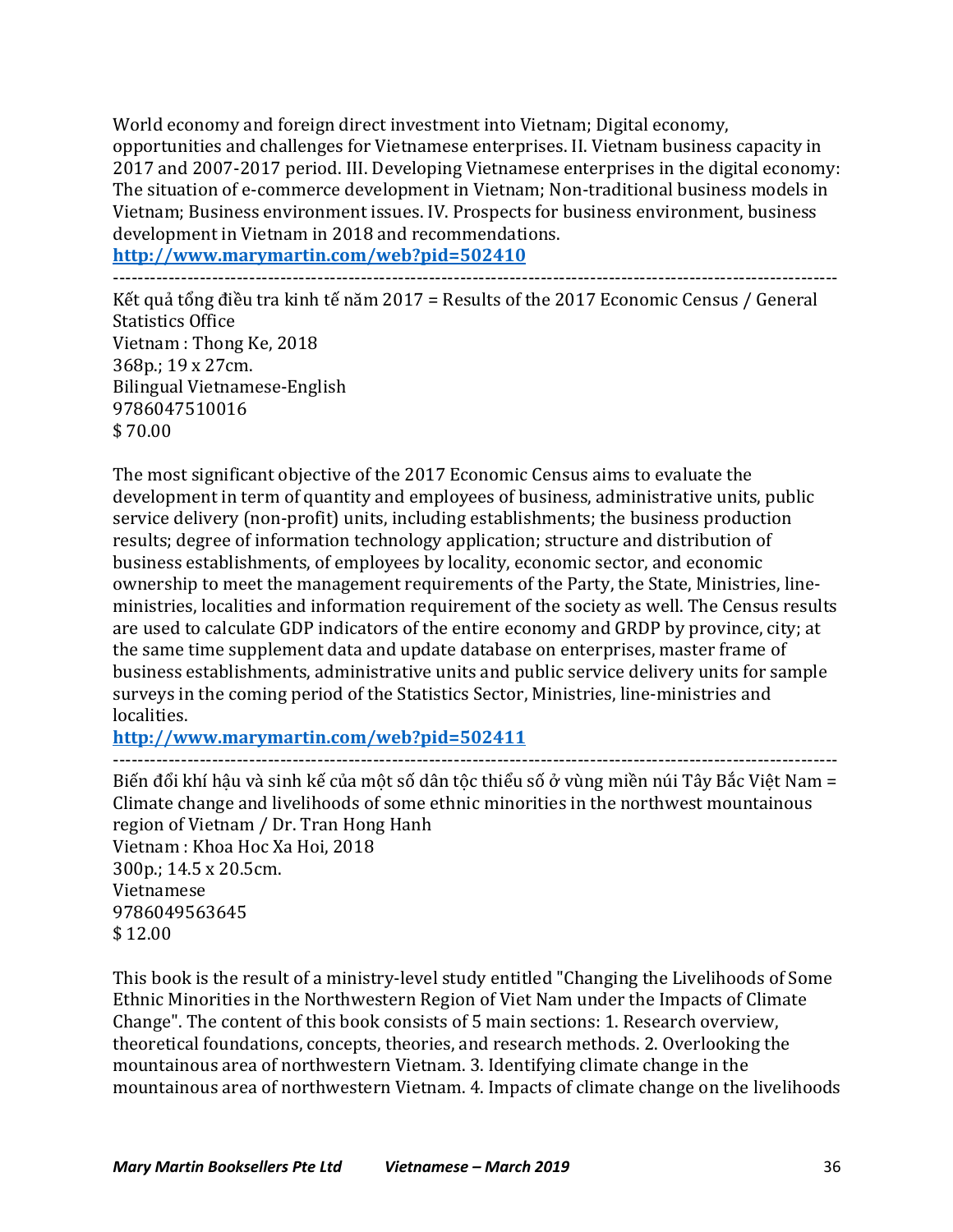World economy and foreign direct investment into Vietnam; Digital economy, opportunities and challenges for Vietnamese enterprises. II. Vietnam business capacity in 2017 and 2007-2017 period. III. Developing Vietnamese enterprises in the digital economy: The situation of e-commerce development in Vietnam; Non-traditional business models in Vietnam; Business environment issues. IV. Prospects for business environment, business development in Vietnam in 2018 and recommendations.

**http://www.marymartin.com/web?pid=502410**

---

Kết quả tổng điều tra kinh tế năm 2017 = Results of the 2017 Economic Census / General Statistics Office
Vietnam : Thong Ke, 2018
368p.; 19 x 27cm.
Bilingual Vietnamese-English
9786047510016
$ 70.00

The most significant objective of the 2017 Economic Census aims to evaluate the development in term of quantity and employees of business, administrative units, public service delivery (non-profit) units, including establishments; the business production results; degree of information technology application; structure and distribution of business establishments, of employees by locality, economic sector, and economic ownership to meet the management requirements of the Party, the State, Ministries, line-ministries, localities and information requirement of the society as well. The Census results are used to calculate GDP indicators of the entire economy and GRDP by province, city; at the same time supplement data and update database on enterprises, master frame of business establishments, administrative units and public service delivery units for sample surveys in the coming period of the Statistics Sector, Ministries, line-ministries and localities.

**http://www.marymartin.com/web?pid=502411**

---

Biến đổi khí hậu và sinh kế của một số dân tộc thiểu số ở vùng miền núi Tây Bắc Việt Nam = Climate change and livelihoods of some ethnic minorities in the northwest mountainous region of Vietnam / Dr. Tran Hong Hanh
Vietnam : Khoa Hoc Xa Hoi, 2018
300p.; 14.5 x 20.5cm.
Vietnamese
9786049563645
$ 12.00

This book is the result of a ministry-level study entitled "Changing the Livelihoods of Some Ethnic Minorities in the Northwestern Region of Viet Nam under the Impacts of Climate Change". The content of this book consists of 5 main sections: 1. Research overview, theoretical foundations, concepts, theories, and research methods. 2. Overlooking the mountainous area of northwestern Vietnam. 3. Identifying climate change in the mountainous area of northwestern Vietnam. 4. Impacts of climate change on the livelihoods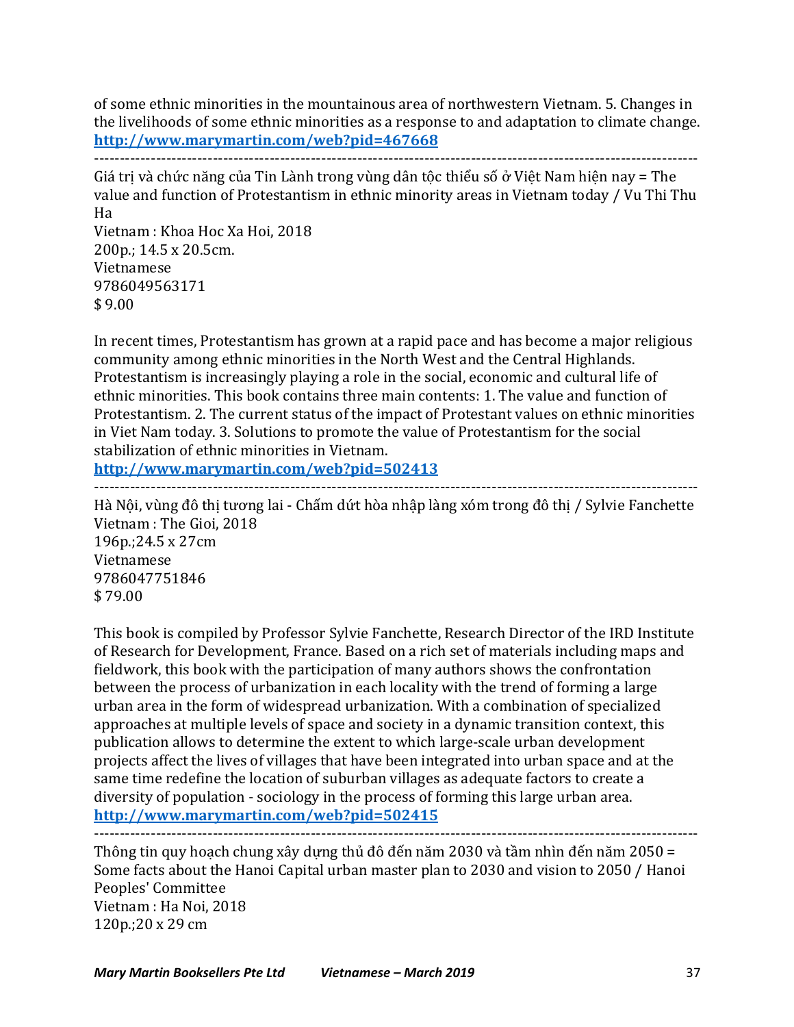of some ethnic minorities in the mountainous area of northwestern Vietnam. 5. Changes in the livelihoods of some ethnic minorities as a response to and adaptation to climate change.
**http://www.marymartin.com/web?pid=467668**

---

Giá trị và chức năng của Tin Lành trong vùng dân tộc thiểu số ở Việt Nam hiện nay = The value and function of Protestantism in ethnic minority areas in Vietnam today / Vu Thi Thu Ha
Vietnam : Khoa Hoc Xa Hoi, 2018
200p.; 14.5 x 20.5cm.
Vietnamese
9786049563171
$ 9.00

In recent times, Protestantism has grown at a rapid pace and has become a major religious community among ethnic minorities in the North West and the Central Highlands. Protestantism is increasingly playing a role in the social, economic and cultural life of ethnic minorities. This book contains three main contents: 1. The value and function of Protestantism. 2. The current status of the impact of Protestant values on ethnic minorities in Viet Nam today. 3. Solutions to promote the value of Protestantism for the social stabilization of ethnic minorities in Vietnam.
**http://www.marymartin.com/web?pid=502413**

---

Hà Nội, vùng đô thị tương lai - Chấm dứt hòa nhập làng xóm trong đô thị / Sylvie Fanchette
Vietnam : The Gioi, 2018
196p.;24.5 x 27cm
Vietnamese
9786047751846
$ 79.00

This book is compiled by Professor Sylvie Fanchette, Research Director of the IRD Institute of Research for Development, France. Based on a rich set of materials including maps and fieldwork, this book with the participation of many authors shows the confrontation between the process of urbanization in each locality with the trend of forming a large urban area in the form of widespread urbanization. With a combination of specialized approaches at multiple levels of space and society in a dynamic transition context, this publication allows to determine the extent to which large-scale urban development projects affect the lives of villages that have been integrated into urban space and at the same time redefine the location of suburban villages as adequate factors to create a diversity of population - sociology in the process of forming this large urban area.
**http://www.marymartin.com/web?pid=502415**

---

Thông tin quy hoạch chung xây dựng thủ đô đến năm 2030 và tầm nhìn đến năm 2050 = Some facts about the Hanoi Capital urban master plan to 2030 and vision to 2050 / Hanoi Peoples' Committee
Vietnam : Ha Noi, 2018
120p.;20 x 29 cm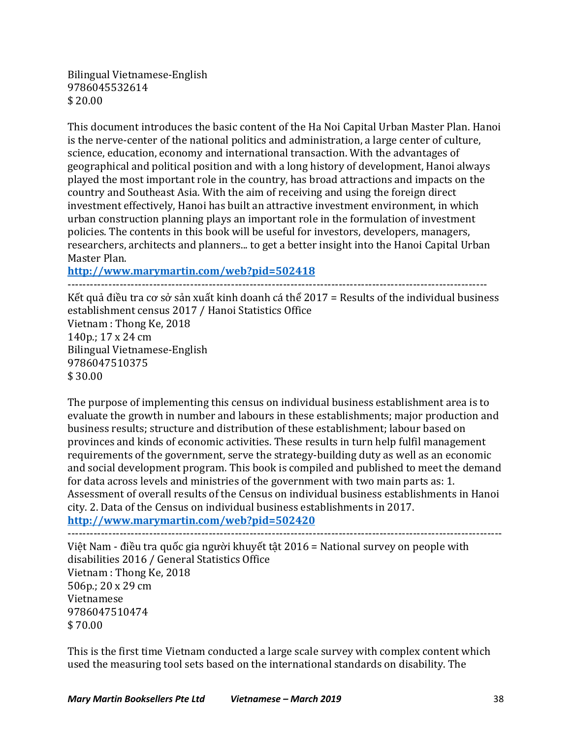Bilingual Vietnamese-English
9786045532614
$ 20.00

This document introduces the basic content of the Ha Noi Capital Urban Master Plan. Hanoi is the nerve-center of the national politics and administration, a large center of culture, science, education, economy and international transaction. With the advantages of geographical and political position and with a long history of development, Hanoi always played the most important role in the country, has broad attractions and impacts on the country and Southeast Asia. With the aim of receiving and using the foreign direct investment effectively, Hanoi has built an attractive investment environment, in which urban construction planning plays an important role in the formulation of investment policies. The contents in this book will be useful for investors, developers, managers, researchers, architects and planners... to get a better insight into the Hanoi Capital Urban Master Plan.

**http://www.marymartin.com/web?pid=502418**

---

Kết quả điều tra cơ sở sản xuất kinh doanh cá thể 2017 = Results of the individual business establishment census 2017 / Hanoi Statistics Office
Vietnam : Thong Ke, 2018
140p.; 17 x 24 cm
Bilingual Vietnamese-English
9786047510375
$ 30.00

The purpose of implementing this census on individual business establishment area is to evaluate the growth in number and labours in these establishments; major production and business results; structure and distribution of these establishment; labour based on provinces and kinds of economic activities. These results in turn help fulfil management requirements of the government, serve the strategy-building duty as well as an economic and social development program. This book is compiled and published to meet the demand for data across levels and ministries of the government with two main parts as: 1. Assessment of overall results of the Census on individual business establishments in Hanoi city. 2. Data of the Census on individual business establishments in 2017.

**http://www.marymartin.com/web?pid=502420**

---

Việt Nam - điều tra quốc gia người khuyết tật 2016 = National survey on people with disabilities 2016 / General Statistics Office
Vietnam : Thong Ke, 2018
506p.; 20 x 29 cm
Vietnamese
9786047510474
$ 70.00

This is the first time Vietnam conducted a large scale survey with complex content which used the measuring tool sets based on the international standards on disability. The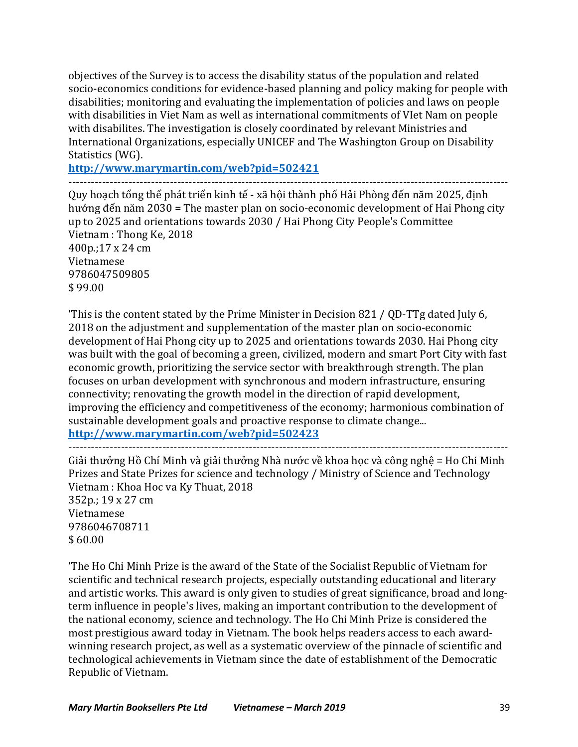objectives of the Survey is to access the disability status of the population and related socio-economics conditions for evidence-based planning and policy making for people with disabilities; monitoring and evaluating the implementation of policies and laws on people with disabilities in Viet Nam as well as international commitments of VIet Nam on people with disabilites. The investigation is closely coordinated by relevant Ministries and International Organizations, especially UNICEF and The Washington Group on Disability Statistics (WG).

**http://www.marymartin.com/web?pid=502421**

---

Quy hoạch tổng thể phát triển kinh tế - xã hội thành phố Hải Phòng đến năm 2025, định hướng đến năm 2030 = The master plan on socio-economic development of Hai Phong city up to 2025 and orientations towards 2030 / Hai Phong City People's Committee
Vietnam : Thong Ke, 2018
400p.;17 x 24 cm
Vietnamese
9786047509805
$ 99.00

'This is the content stated by the Prime Minister in Decision 821 / QD-TTg dated July 6, 2018 on the adjustment and supplementation of the master plan on socio-economic development of Hai Phong city up to 2025 and orientations towards 2030. Hai Phong city was built with the goal of becoming a green, civilized, modern and smart Port City with fast economic growth, prioritizing the service sector with breakthrough strength. The plan focuses on urban development with synchronous and modern infrastructure, ensuring connectivity; renovating the growth model in the direction of rapid development, improving the efficiency and competitiveness of the economy; harmonious combination of sustainable development goals and proactive response to climate change...

**http://www.marymartin.com/web?pid=502423**

---

Giải thưởng Hồ Chí Minh và giải thưởng Nhà nước về khoa học và công nghệ = Ho Chi Minh Prizes and State Prizes for science and technology / Ministry of Science and Technology
Vietnam : Khoa Hoc va Ky Thuat, 2018
352p.; 19 x 27 cm
Vietnamese
9786046708711
$ 60.00

'The Ho Chi Minh Prize is the award of the State of the Socialist Republic of Vietnam for scientific and technical research projects, especially outstanding educational and literary and artistic works. This award is only given to studies of great significance, broad and long-term influence in people's lives, making an important contribution to the development of the national economy, science and technology. The Ho Chi Minh Prize is considered the most prestigious award today in Vietnam. The book helps readers access to each award-winning research project, as well as a systematic overview of the pinnacle of scientific and technological achievements in Vietnam since the date of establishment of the Democratic Republic of Vietnam.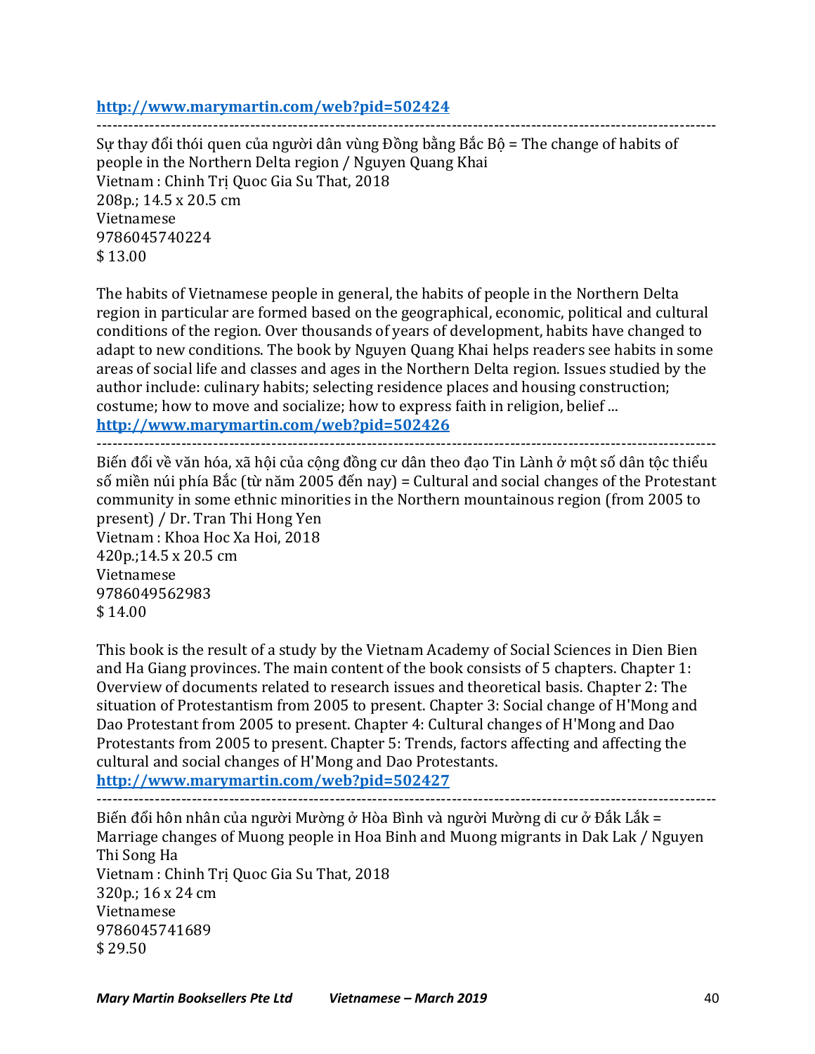**http://www.marymartin.com/web?pid=502424**

---

Sự thay đổi thói quen của người dân vùng Đồng bằng Bắc Bộ = The change of habits of people in the Northern Delta region / Nguyen Quang Khai
Vietnam : Chinh Trị Quoc Gia Su That, 2018
208p.; 14.5 x 20.5 cm
Vietnamese
9786045740224
$ 13.00

The habits of Vietnamese people in general, the habits of people in the Northern Delta region in particular are formed based on the geographical, economic, political and cultural conditions of the region. Over thousands of years of development, habits have changed to adapt to new conditions. The book by Nguyen Quang Khai helps readers see habits in some areas of social life and classes and ages in the Northern Delta region. Issues studied by the author include: culinary habits; selecting residence places and housing construction; costume; how to move and socialize; how to express faith in religion, belief ...
**http://www.marymartin.com/web?pid=502426**

---

Biến đổi về văn hóa, xã hội của cộng đồng cư dân theo đạo Tin Lành ở một số dân tộc thiểu số miền núi phía Bắc (từ năm 2005 đến nay) = Cultural and social changes of the Protestant community in some ethnic minorities in the Northern mountainous region (from 2005 to present) / Dr. Tran Thi Hong Yen
Vietnam : Khoa Hoc Xa Hoi, 2018
420p.;14.5 x 20.5 cm
Vietnamese
9786049562983
$ 14.00

This book is the result of a study by the Vietnam Academy of Social Sciences in Dien Bien and Ha Giang provinces. The main content of the book consists of 5 chapters. Chapter 1: Overview of documents related to research issues and theoretical basis. Chapter 2: The situation of Protestantism from 2005 to present. Chapter 3: Social change of H'Mong and Dao Protestant from 2005 to present. Chapter 4: Cultural changes of H'Mong and Dao Protestants from 2005 to present. Chapter 5: Trends, factors affecting and affecting the cultural and social changes of H'Mong and Dao Protestants.
**http://www.marymartin.com/web?pid=502427**

---

Biến đổi hôn nhân của người Mường ở Hòa Bình và người Mường di cư ở Đắk Lắk = Marriage changes of Muong people in Hoa Binh and Muong migrants in Dak Lak / Nguyen Thi Song Ha
Vietnam : Chinh Trị Quoc Gia Su That, 2018
320p.; 16 x 24 cm
Vietnamese
9786045741689
$ 29.50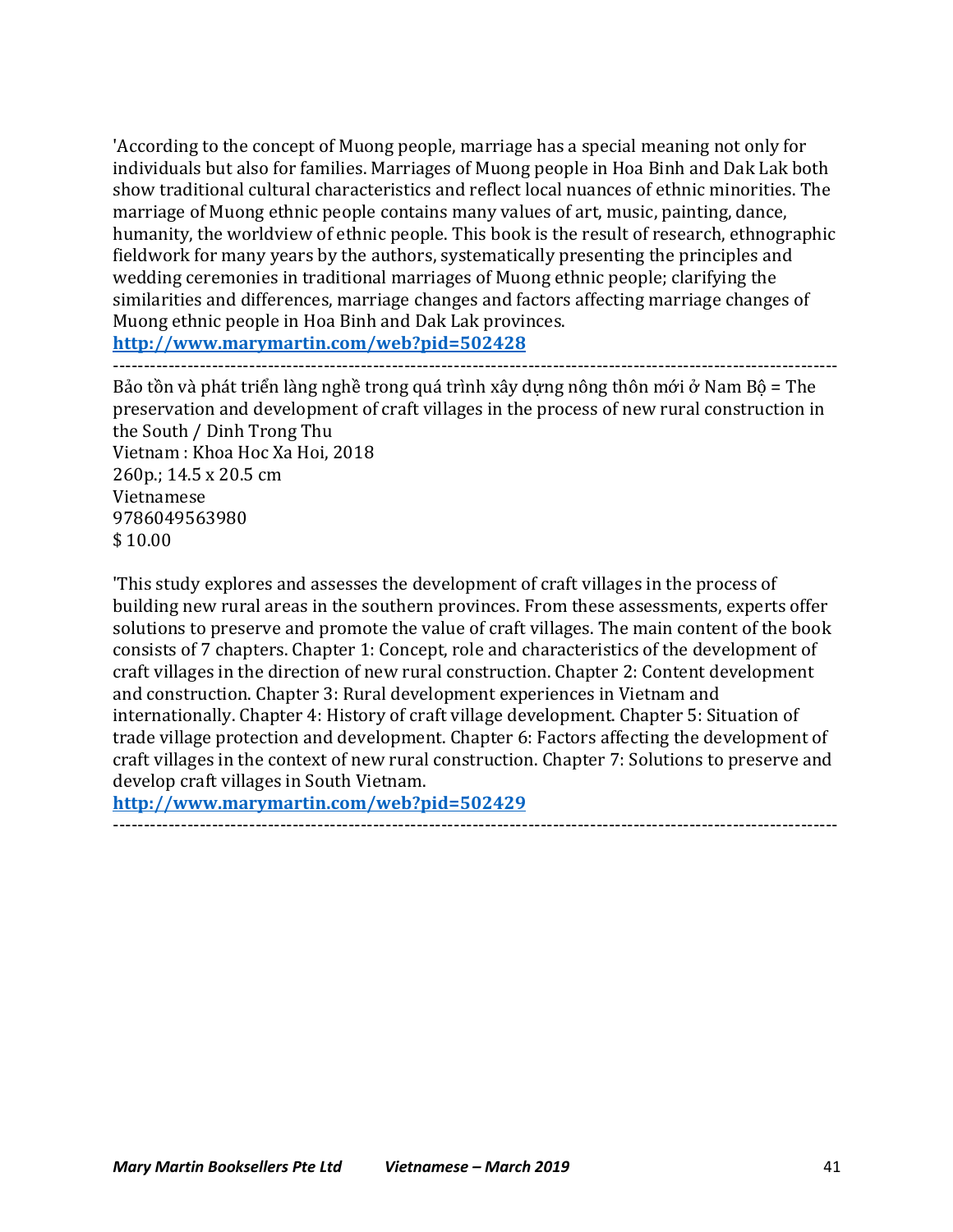'According to the concept of Muong people, marriage has a special meaning not only for individuals but also for families. Marriages of Muong people in Hoa Binh and Dak Lak both show traditional cultural characteristics and reflect local nuances of ethnic minorities. The marriage of Muong ethnic people contains many values of art, music, painting, dance, humanity, the worldview of ethnic people. This book is the result of research, ethnographic fieldwork for many years by the authors, systematically presenting the principles and wedding ceremonies in traditional marriages of Muong ethnic people; clarifying the similarities and differences, marriage changes and factors affecting marriage changes of Muong ethnic people in Hoa Binh and Dak Lak provinces.

**http://www.marymartin.com/web?pid=502428**

---

Bảo tồn và phát triển làng nghề trong quá trình xây dựng nông thôn mới ở Nam Bộ = The preservation and development of craft villages in the process of new rural construction in the South / Dinh Trong Thu
Vietnam : Khoa Hoc Xa Hoi, 2018
260p.; 14.5 x 20.5 cm
Vietnamese
9786049563980
$ 10.00

'This study explores and assesses the development of craft villages in the process of building new rural areas in the southern provinces. From these assessments, experts offer solutions to preserve and promote the value of craft villages. The main content of the book consists of 7 chapters. Chapter 1: Concept, role and characteristics of the development of craft villages in the direction of new rural construction. Chapter 2: Content development and construction. Chapter 3: Rural development experiences in Vietnam and internationally. Chapter 4: History of craft village development. Chapter 5: Situation of trade village protection and development. Chapter 6: Factors affecting the development of craft villages in the context of new rural construction. Chapter 7: Solutions to preserve and develop craft villages in South Vietnam.

**http://www.marymartin.com/web?pid=502429**

---